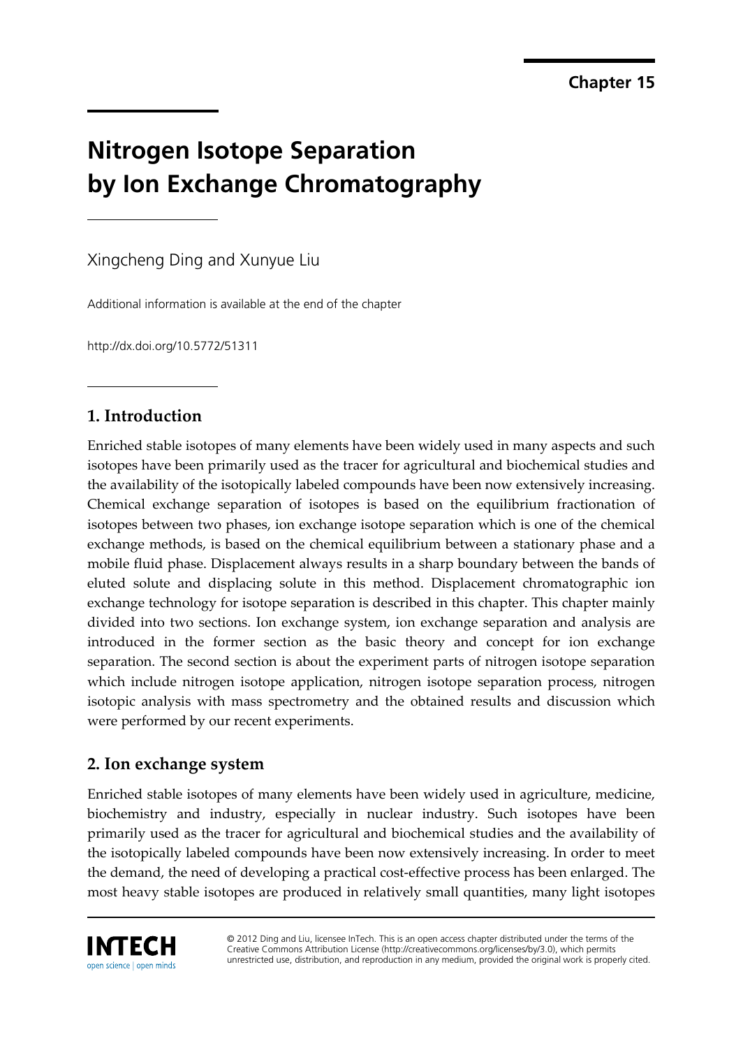Chapter 15

# Nitrogen Isotope Separation by Ion Exchange Chromatography

Xingcheng Ding and Xunyue Liu

Additional information is available at the end of the chapter

http://dx.doi.org/10.5772/51311

## 1. Introduction

Enriched stable isotopes of many elements have been widely used in many aspects and such isotopes have been primarily used as the tracer for agricultural and biochemical studies and the availability of the isotopically labeled compounds have been now extensively increasing. Chemical exchange separation of isotopes is based on the equilibrium fractionation of isotopes between two phases, ion exchange isotope separation which is one of the chemical exchange methods, is based on the chemical equilibrium between a stationary phase and a mobile fluid phase. Displacement always results in a sharp boundary between the bands of eluted solute and displacing solute in this method. Displacement chromatographic ion exchange technology for isotope separation is described in this chapter. This chapter mainly divided into two sections. Ion exchange system, ion exchange separation and analysis are introduced in the former section as the basic theory and concept for ion exchange separation. The second section is about the experiment parts of nitrogen isotope separation which include nitrogen isotope application, nitrogen isotope separation process, nitrogen isotopic analysis with mass spectrometry and the obtained results and discussion which were performed by our recent experiments.

## 2. Ion exchange system

Enriched stable isotopes of many elements have been widely used in agriculture, medicine, biochemistry and industry, especially in nuclear industry. Such isotopes have been primarily used as the tracer for agricultural and biochemical studies and the availability of the isotopically labeled compounds have been now extensively increasing. In order to meet the demand, the need of developing a practical cost-effective process has been enlarged. The most heavy stable isotopes are produced in relatively small quantities, many light isotopes

© 2012 Ding and Liu, licensee InTech. This is an open access chapter distributed under the terms of the Creative Commons Attribution License (http://creativecommons.org/licenses/by/3.0), which permits unrestricted use, distribution, and reproduction in any medium, provided the original work is properly cited.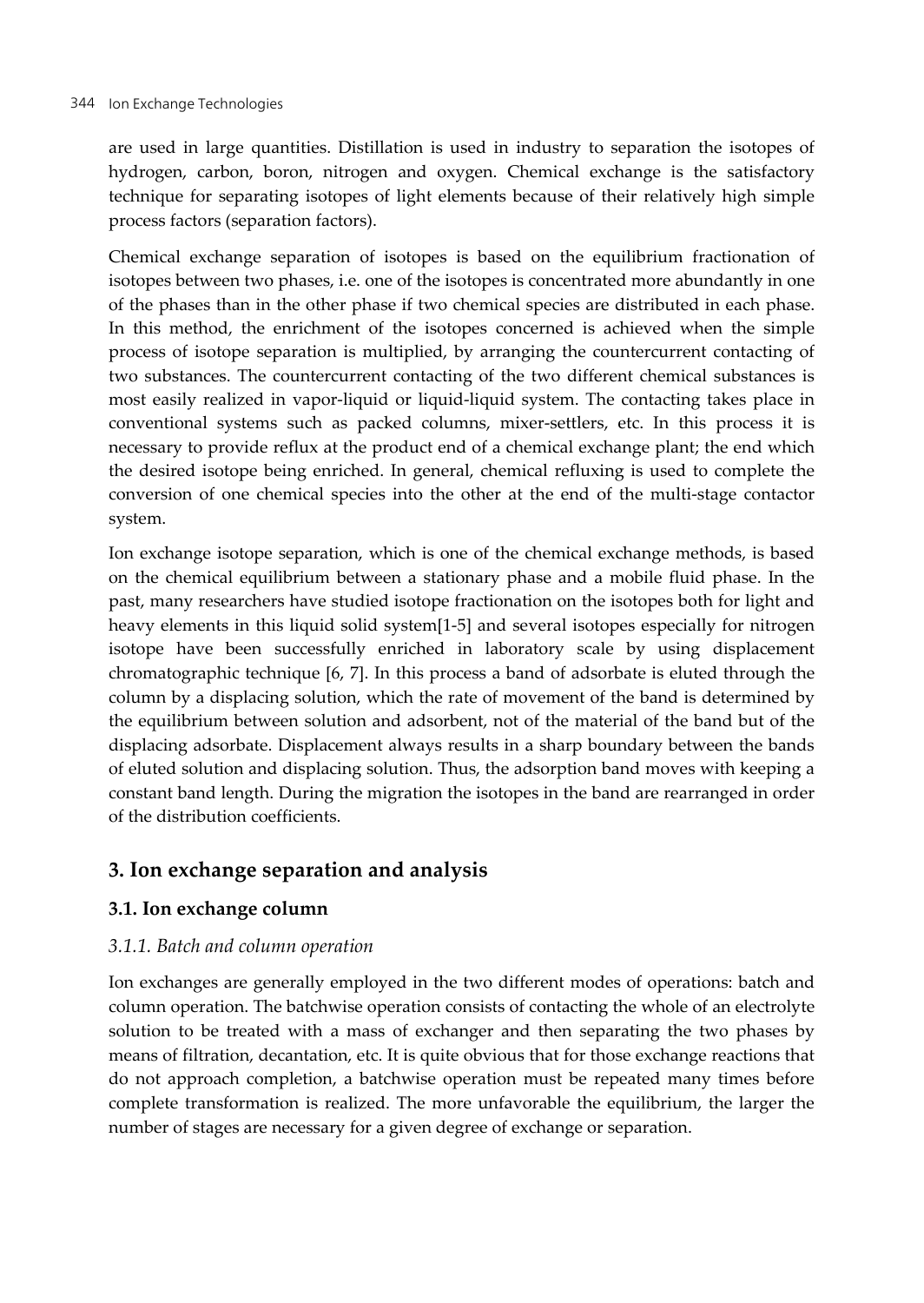are used in large quantities. Distillation is used in industry to separation the isotopes of hydrogen, carbon, boron, nitrogen and oxygen. Chemical exchange is the satisfactory technique for separating isotopes of light elements because of their relatively high simple process factors (separation factors).

Chemical exchange separation of isotopes is based on the equilibrium fractionation of isotopes between two phases, i.e. one of the isotopes is concentrated more abundantly in one of the phases than in the other phase if two chemical species are distributed in each phase. In this method, the enrichment of the isotopes concerned is achieved when the simple process of isotope separation is multiplied, by arranging the countercurrent contacting of two substances. The countercurrent contacting of the two different chemical substances is most easily realized in vapor-liquid or liquid-liquid system. The contacting takes place in conventional systems such as packed columns, mixer-settlers, etc. In this process it is necessary to provide reflux at the product end of a chemical exchange plant; the end which the desired isotope being enriched. In general, chemical refluxing is used to complete the conversion of one chemical species into the other at the end of the multi-stage contactor system.

Ion exchange isotope separation, which is one of the chemical exchange methods, is based on the chemical equilibrium between a stationary phase and a mobile fluid phase. In the past, many researchers have studied isotope fractionation on the isotopes both for light and heavy elements in this liquid solid system[1-5] and several isotopes especially for nitrogen isotope have been successfully enriched in laboratory scale by using displacement chromatographic technique [6, 7]. In this process a band of adsorbate is eluted through the column by a displacing solution, which the rate of movement of the band is determined by the equilibrium between solution and adsorbent, not of the material of the band but of the displacing adsorbate. Displacement always results in a sharp boundary between the bands of eluted solution and displacing solution. Thus, the adsorption band moves with keeping a constant band length. During the migration the isotopes in the band are rearranged in order of the distribution coefficients.

## 3. Ion exchange separation and analysis

### 3.1. Ion exchange column

#### *3.1.1. Batch and column operation*

Ion exchanges are generally employed in the two different modes of operations: batch and column operation. The batchwise operation consists of contacting the whole of an electrolyte solution to be treated with a mass of exchanger and then separating the two phases by means of filtration, decantation, etc. It is quite obvious that for those exchange reactions that do not approach completion, a batchwise operation must be repeated many times before complete transformation is realized. The more unfavorable the equilibrium, the larger the number of stages are necessary for a given degree of exchange or separation.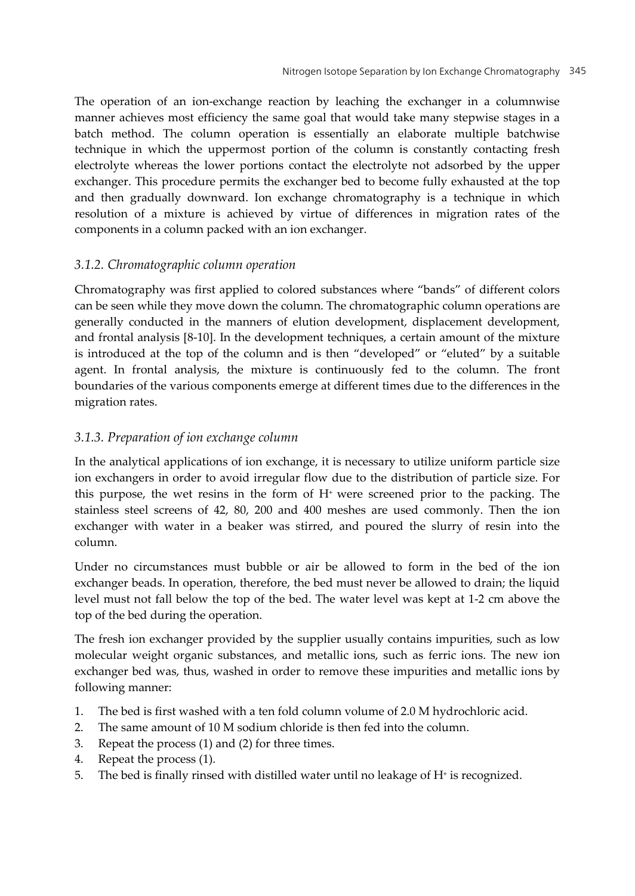The operation of an ion-exchange reaction by leaching the exchanger in a columnwise manner achieves most efficiency the same goal that would take many stepwise stages in a batch method. The column operation is essentially an elaborate multiple batchwise technique in which the uppermost portion of the column is constantly contacting fresh electrolyte whereas the lower portions contact the electrolyte not adsorbed by the upper exchanger. This procedure permits the exchanger bed to become fully exhausted at the top and then gradually downward. Ion exchange chromatography is a technique in which resolution of a mixture is achieved by virtue of differences in migration rates of the components in a column packed with an ion exchanger.

### *3.1.2. Chromatographic column operation*

Chromatography was first applied to colored substances where "bands" of different colors can be seen while they move down the column. The chromatographic column operations are generally conducted in the manners of elution development, displacement development, and frontal analysis [8-10]. In the development techniques, a certain amount of the mixture is introduced at the top of the column and is then "developed" or "eluted" by a suitable agent. In frontal analysis, the mixture is continuously fed to the column. The front boundaries of the various components emerge at different times due to the differences in the migration rates.

### *3.1.3. Preparation of ion exchange column*

In the analytical applications of ion exchange, it is necessary to utilize uniform particle size ion exchangers in order to avoid irregular flow due to the distribution of particle size. For this purpose, the wet resins in the form of $H^+$ were screened prior to the packing. The stainless steel screens of 42, 80, 200 and 400 meshes are used commonly. Then the ion exchanger with water in a beaker was stirred, and poured the slurry of resin into the column.

Under no circumstances must bubble or air be allowed to form in the bed of the ion exchanger beads. In operation, therefore, the bed must never be allowed to drain; the liquid level must not fall below the top of the bed. The water level was kept at 1-2 cm above the top of the bed during the operation.

The fresh ion exchanger provided by the supplier usually contains impurities, such as low molecular weight organic substances, and metallic ions, such as ferric ions. The new ion exchanger bed was, thus, washed in order to remove these impurities and metallic ions by following manner:

1. The bed is first washed with a ten fold column volume of 2.0 M hydrochloric acid.
2. The same amount of 10 M sodium chloride is then fed into the column.
3. Repeat the process (1) and (2) for three times.
4. Repeat the process (1).
5. The bed is finally rinsed with distilled water until no leakage of $H^+$ is recognized.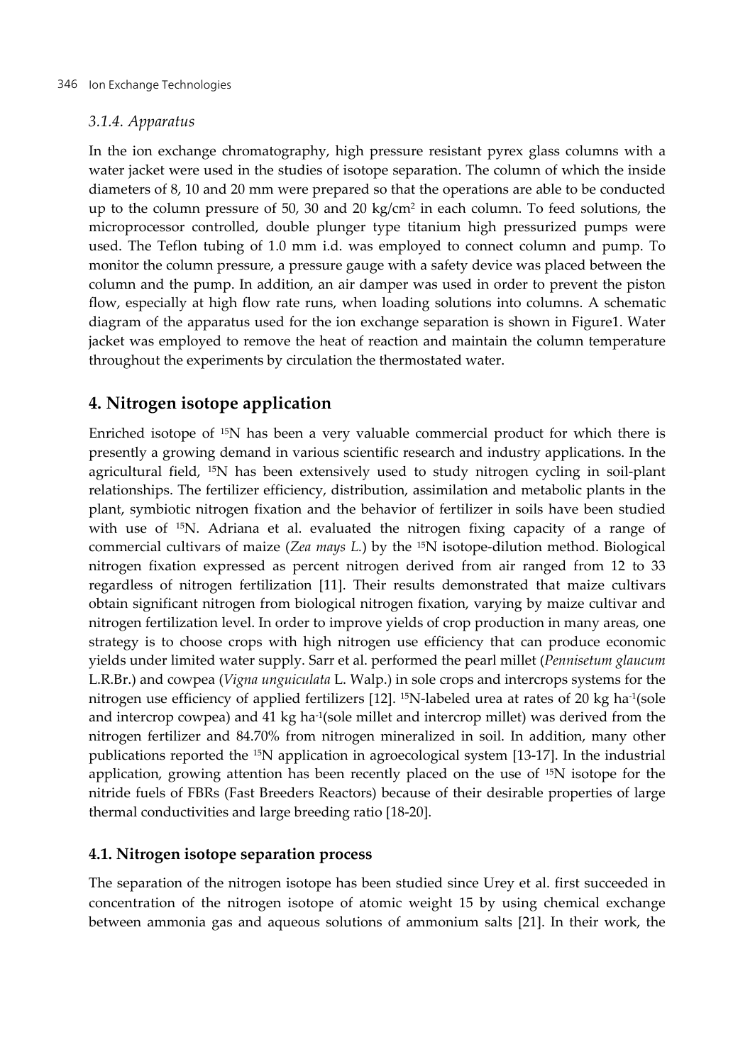### *3.1.4. Apparatus*

In the ion exchange chromatography, high pressure resistant pyrex glass columns with a water jacket were used in the studies of isotope separation. The column of which the inside diameters of 8, 10 and 20 mm were prepared so that the operations are able to be conducted up to the column pressure of 50, 30 and 20 kg/cm$^2$ in each column. To feed solutions, the microprocessor controlled, double plunger type titanium high pressurized pumps were used. The Teflon tubing of 1.0 mm i.d. was employed to connect column and pump. To monitor the column pressure, a pressure gauge with a safety device was placed between the column and the pump. In addition, an air damper was used in order to prevent the piston flow, especially at high flow rate runs, when loading solutions into columns. A schematic diagram of the apparatus used for the ion exchange separation is shown in Figure1. Water jacket was employed to remove the heat of reaction and maintain the column temperature throughout the experiments by circulation the thermostated water.

## 4. Nitrogen isotope application

Enriched isotope of $^{15}N$ has been a very valuable commercial product for which there is presently a growing demand in various scientific research and industry applications. In the agricultural field, $^{15}N$ has been extensively used to study nitrogen cycling in soil-plant relationships. The fertilizer efficiency, distribution, assimilation and metabolic plants in the plant, symbiotic nitrogen fixation and the behavior of fertilizer in soils have been studied with use of $^{15}N$. Adriana et al. evaluated the nitrogen fixing capacity of a range of commercial cultivars of maize (*Zea mays L.*) by the $^{15}N$ isotope-dilution method. Biological nitrogen fixation expressed as percent nitrogen derived from air ranged from 12 to 33 regardless of nitrogen fertilization [11]. Their results demonstrated that maize cultivars obtain significant nitrogen from biological nitrogen fixation, varying by maize cultivar and nitrogen fertilization level. In order to improve yields of crop production in many areas, one strategy is to choose crops with high nitrogen use efficiency that can produce economic yields under limited water supply. Sarr et al. performed the pearl millet (*Pennisetum glaucum* L.R.Br.) and cowpea (*Vigna unguiculata* L. Walp.) in sole crops and intercrops systems for the nitrogen use efficiency of applied fertilizers [12]. $^{15}N$-labeled urea at rates of 20 kg ha$^{-1}$(sole and intercrop cowpea) and 41 kg ha$^{-1}$(sole millet and intercrop millet) was derived from the nitrogen fertilizer and 84.70% from nitrogen mineralized in soil. In addition, many other publications reported the $^{15}N$ application in agroecological system [13-17]. In the industrial application, growing attention has been recently placed on the use of $^{15}N$ isotope for the nitride fuels of FBRs (Fast Breeders Reactors) because of their desirable properties of large thermal conductivities and large breeding ratio [18-20].

### 4.1. Nitrogen isotope separation process

The separation of the nitrogen isotope has been studied since Urey et al. first succeeded in concentration of the nitrogen isotope of atomic weight 15 by using chemical exchange between ammonia gas and aqueous solutions of ammonium salts [21]. In their work, the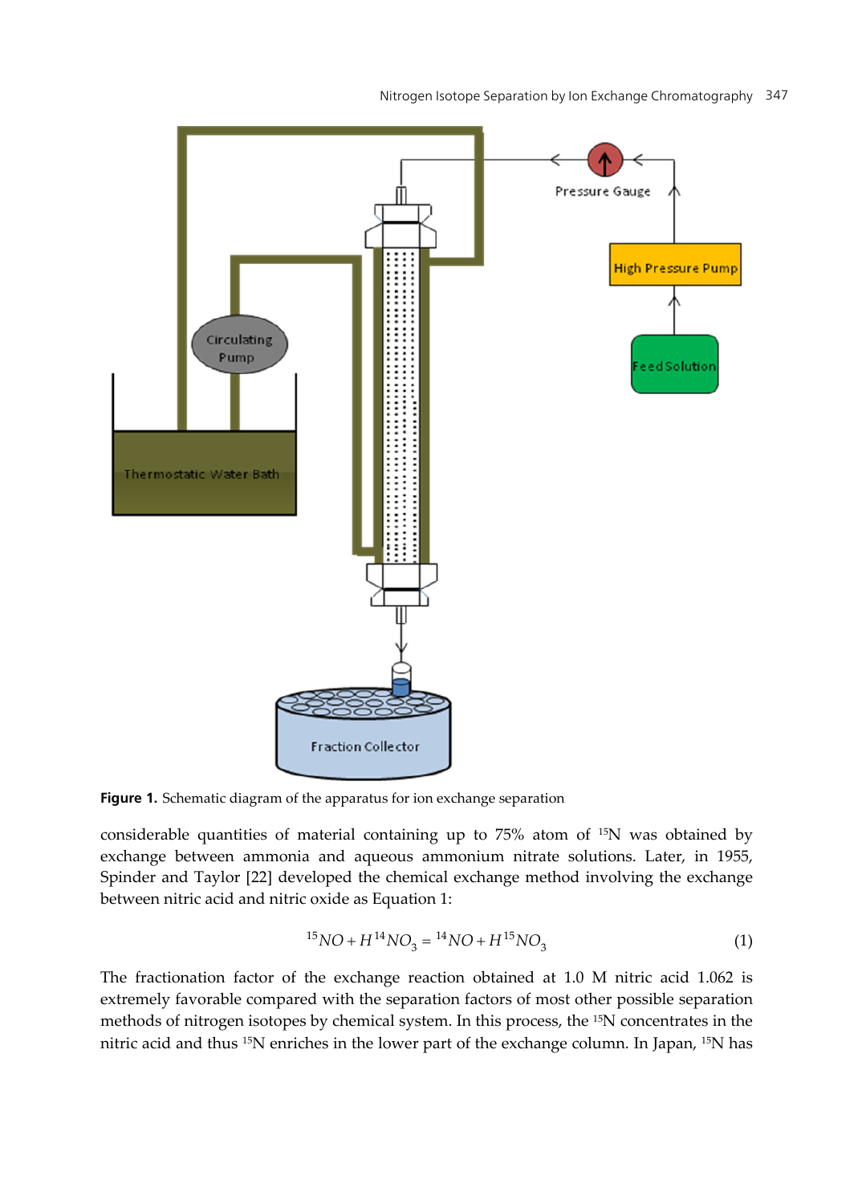**Figure 1.** Schematic diagram of the apparatus for ion exchange separation

considerable quantities of material containing up to 75% atom of $^{15}N$ was obtained by exchange between ammonia and aqueous ammonium nitrate solutions. Later, in 1955, Spinder and Taylor [22] developed the chemical exchange method involving the exchange between nitric acid and nitric oxide as Equation 1:

$$^{15}NO + H^{14}NO_3 = {}^{14}NO + H^{15}NO_3 \tag{1}$$

The fractionation factor of the exchange reaction obtained at 1.0 M nitric acid 1.062 is extremely favorable compared with the separation factors of most other possible separation methods of nitrogen isotopes by chemical system. In this process, the $^{15}N$ concentrates in the nitric acid and thus $^{15}N$ enriches in the lower part of the exchange column. In Japan, $^{15}N$ has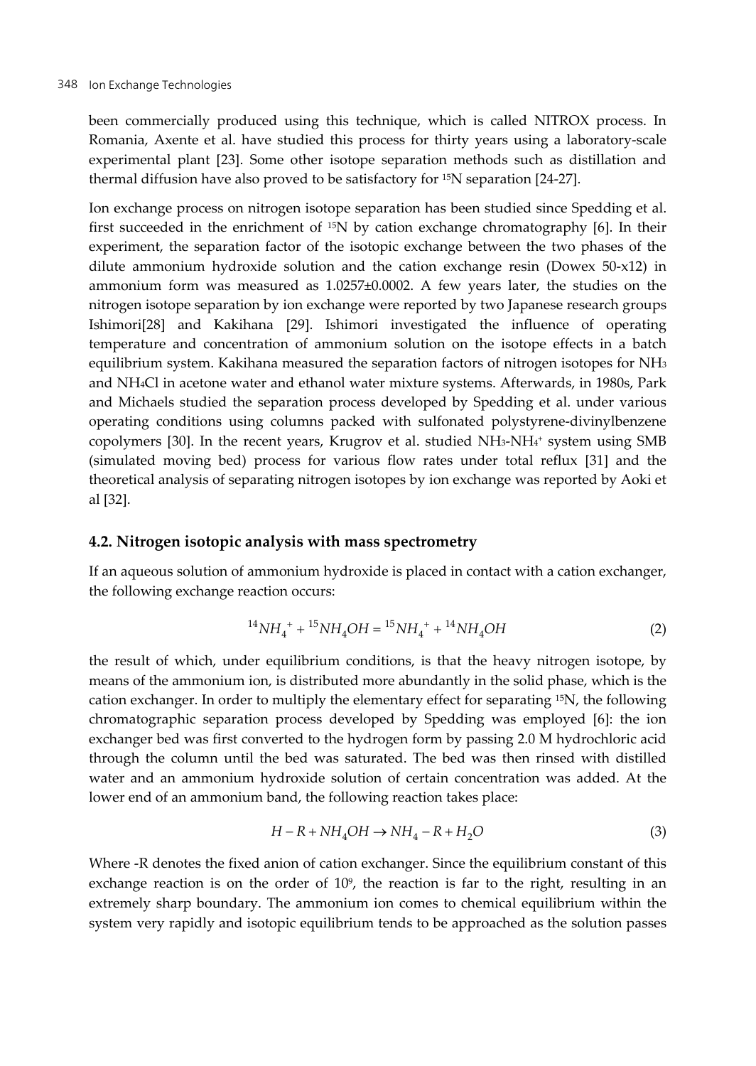been commercially produced using this technique, which is called NITROX process. In Romania, Axente et al. have studied this process for thirty years using a laboratory-scale experimental plant [23]. Some other isotope separation methods such as distillation and thermal diffusion have also proved to be satisfactory for $^{15}N$ separation [24-27].

Ion exchange process on nitrogen isotope separation has been studied since Spedding et al. first succeeded in the enrichment of $^{15}N$ by cation exchange chromatography [6]. In their experiment, the separation factor of the isotopic exchange between the two phases of the dilute ammonium hydroxide solution and the cation exchange resin (Dowex 50-x12) in ammonium form was measured as 1.0257±0.0002. A few years later, the studies on the nitrogen isotope separation by ion exchange were reported by two Japanese research groups Ishimori[28] and Kakihana [29]. Ishimori investigated the influence of operating temperature and concentration of ammonium solution on the isotope effects in a batch equilibrium system. Kakihana measured the separation factors of nitrogen isotopes for $NH_3$ and $NH_4Cl$ in acetone water and ethanol water mixture systems. Afterwards, in 1980s, Park and Michaels studied the separation process developed by Spedding et al. under various operating conditions using columns packed with sulfonated polystyrene-divinylbenzene copolymers [30]. In the recent years, Krugrov et al. studied $NH_3$-$NH_4^+$ system using SMB (simulated moving bed) process for various flow rates under total reflux [31] and the theoretical analysis of separating nitrogen isotopes by ion exchange was reported by Aoki et al [32].

## 4.2. Nitrogen isotopic analysis with mass spectrometry

If an aqueous solution of ammonium hydroxide is placed in contact with a cation exchanger, the following exchange reaction occurs:

$$^{14}NH_4^+ + {}^{15}NH_4OH = {}^{15}NH_4^+ + {}^{14}NH_4OH \tag{2}$$

the result of which, under equilibrium conditions, is that the heavy nitrogen isotope, by means of the ammonium ion, is distributed more abundantly in the solid phase, which is the cation exchanger. In order to multiply the elementary effect for separating $^{15}N$, the following chromatographic separation process developed by Spedding was employed [6]: the ion exchanger bed was first converted to the hydrogen form by passing 2.0 M hydrochloric acid through the column until the bed was saturated. The bed was then rinsed with distilled water and an ammonium hydroxide solution of certain concentration was added. At the lower end of an ammonium band, the following reaction takes place:

$$H - R + NH_4OH \rightarrow NH_4 - R + H_2O \tag{3}$$

Where -R denotes the fixed anion of cation exchanger. Since the equilibrium constant of this exchange reaction is on the order of $10^9$, the reaction is far to the right, resulting in an extremely sharp boundary. The ammonium ion comes to chemical equilibrium within the system very rapidly and isotopic equilibrium tends to be approached as the solution passes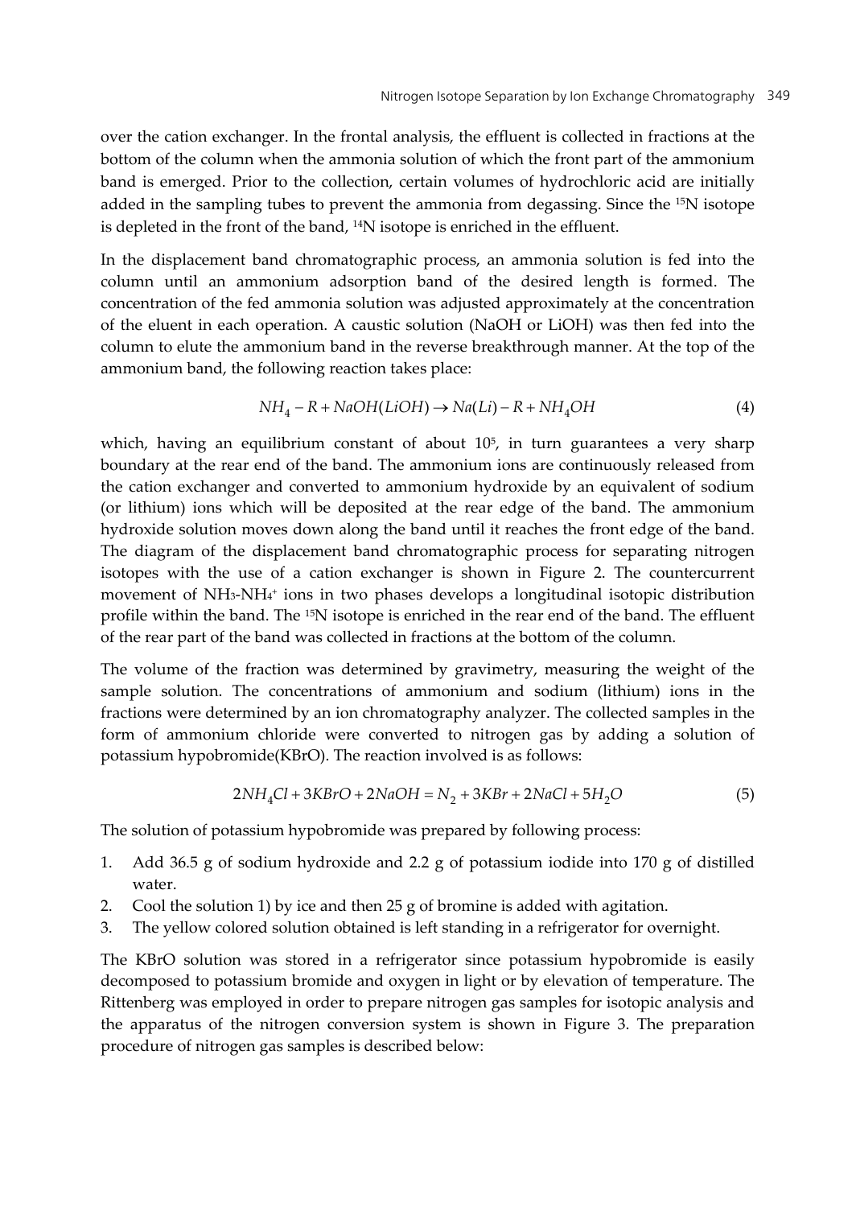over the cation exchanger. In the frontal analysis, the effluent is collected in fractions at the bottom of the column when the ammonia solution of which the front part of the ammonium band is emerged. Prior to the collection, certain volumes of hydrochloric acid are initially added in the sampling tubes to prevent the ammonia from degassing. Since the $^{15}N$ isotope is depleted in the front of the band, $^{14}N$ isotope is enriched in the effluent.

In the displacement band chromatographic process, an ammonia solution is fed into the column until an ammonium adsorption band of the desired length is formed. The concentration of the fed ammonia solution was adjusted approximately at the concentration of the eluent in each operation. A caustic solution (NaOH or LiOH) was then fed into the column to elute the ammonium band in the reverse breakthrough manner. At the top of the ammonium band, the following reaction takes place:

$$NH_4 - R + NaOH(LiOH) \rightarrow Na(Li) - R + NH_4OH \tag{4}$$

which, having an equilibrium constant of about $10^5$, in turn guarantees a very sharp boundary at the rear end of the band. The ammonium ions are continuously released from the cation exchanger and converted to ammonium hydroxide by an equivalent of sodium (or lithium) ions which will be deposited at the rear edge of the band. The ammonium hydroxide solution moves down along the band until it reaches the front edge of the band. The diagram of the displacement band chromatographic process for separating nitrogen isotopes with the use of a cation exchanger is shown in Figure 2. The countercurrent movement of $NH_3$-$NH_4^+$ ions in two phases develops a longitudinal isotopic distribution profile within the band. The $^{15}N$ isotope is enriched in the rear end of the band. The effluent of the rear part of the band was collected in fractions at the bottom of the column.

The volume of the fraction was determined by gravimetry, measuring the weight of the sample solution. The concentrations of ammonium and sodium (lithium) ions in the fractions were determined by an ion chromatography analyzer. The collected samples in the form of ammonium chloride were converted to nitrogen gas by adding a solution of potassium hypobromide(KBrO). The reaction involved is as follows:

$$2NH_4Cl + 3KBrO + 2NaOH = N_2 + 3KBr + 2NaCl + 5H_2O \tag{5}$$

The solution of potassium hypobromide was prepared by following process:

1. Add 36.5 g of sodium hydroxide and 2.2 g of potassium iodide into 170 g of distilled water.
2. Cool the solution 1) by ice and then 25 g of bromine is added with agitation.
3. The yellow colored solution obtained is left standing in a refrigerator for overnight.

The KBrO solution was stored in a refrigerator since potassium hypobromide is easily decomposed to potassium bromide and oxygen in light or by elevation of temperature. The Rittenberg was employed in order to prepare nitrogen gas samples for isotopic analysis and the apparatus of the nitrogen conversion system is shown in Figure 3. The preparation procedure of nitrogen gas samples is described below: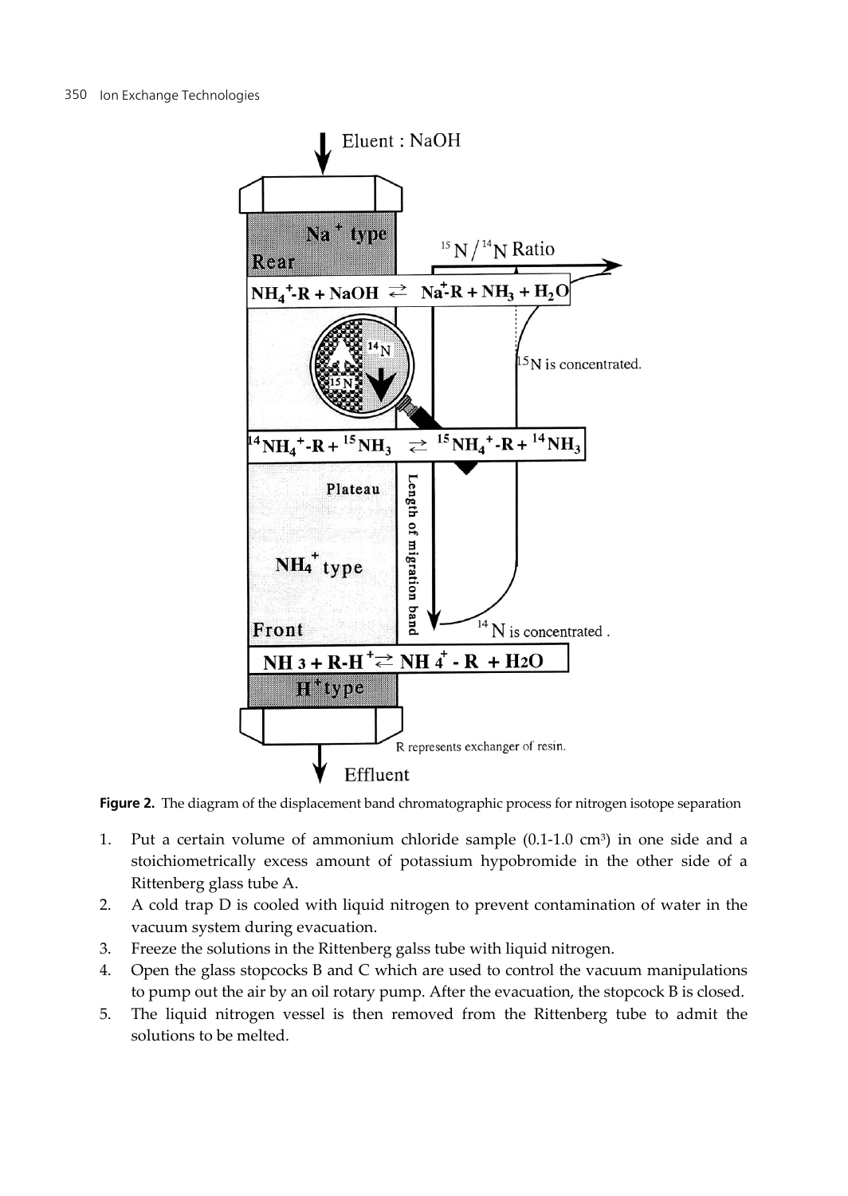**Figure 2.** The diagram of the displacement band chromatographic process for nitrogen isotope separation

1. Put a certain volume of ammonium chloride sample (0.1-1.0 $cm^3$) in one side and a stoichiometrically excess amount of potassium hypobromide in the other side of a Rittenberg glass tube A.
2. A cold trap D is cooled with liquid nitrogen to prevent contamination of water in the vacuum system during evacuation.
3. Freeze the solutions in the Rittenberg galss tube with liquid nitrogen.
4. Open the glass stopcocks B and C which are used to control the vacuum manipulations to pump out the air by an oil rotary pump. After the evacuation, the stopcock B is closed.
5. The liquid nitrogen vessel is then removed from the Rittenberg tube to admit the solutions to be melted.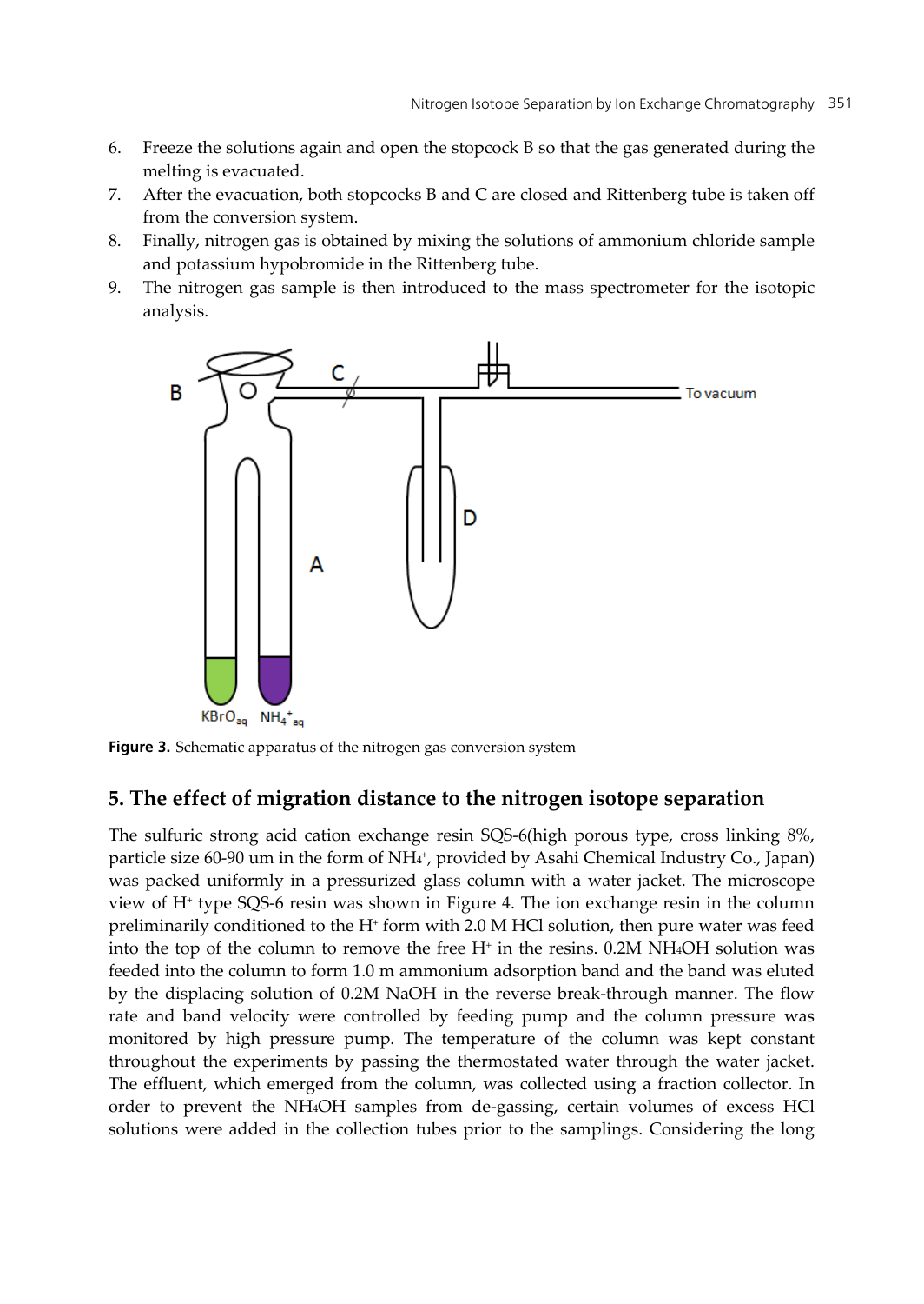6. Freeze the solutions again and open the stopcock B so that the gas generated during the melting is evacuated.
7. After the evacuation, both stopcocks B and C are closed and Rittenberg tube is taken off from the conversion system.
8. Finally, nitrogen gas is obtained by mixing the solutions of ammonium chloride sample and potassium hypobromide in the Rittenberg tube.
9. The nitrogen gas sample is then introduced to the mass spectrometer for the isotopic analysis.

**Figure 3.** Schematic apparatus of the nitrogen gas conversion system

## 5. The effect of migration distance to the nitrogen isotope separation

The sulfuric strong acid cation exchange resin SQS-6(high porous type, cross linking 8%, particle size 60-90 um in the form of $NH_4^+$, provided by Asahi Chemical Industry Co., Japan) was packed uniformly in a pressurized glass column with a water jacket. The microscope view of $H^+$ type SQS-6 resin was shown in Figure 4. The ion exchange resin in the column preliminarily conditioned to the $H^+$ form with 2.0 M HCl solution, then pure water was feed into the top of the column to remove the free $H^+$ in the resins. 0.2M $NH_4OH$ solution was feeded into the column to form 1.0 m ammonium adsorption band and the band was eluted by the displacing solution of 0.2M NaOH in the reverse break-through manner. The flow rate and band velocity were controlled by feeding pump and the column pressure was monitored by high pressure pump. The temperature of the column was kept constant throughout the experiments by passing the thermostated water through the water jacket. The effluent, which emerged from the column, was collected using a fraction collector. In order to prevent the $NH_4OH$ samples from de-gassing, certain volumes of excess HCl solutions were added in the collection tubes prior to the samplings. Considering the long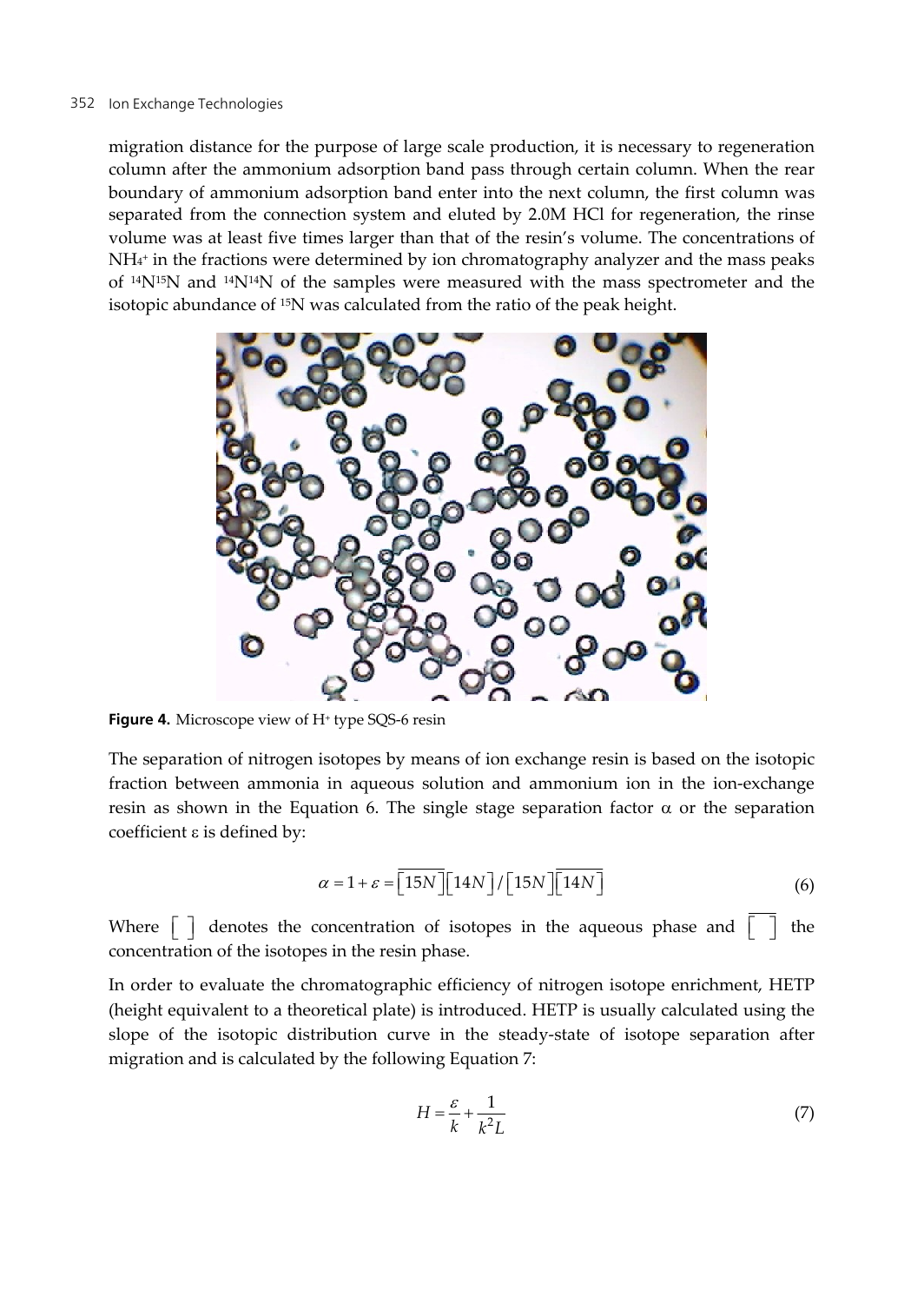migration distance for the purpose of large scale production, it is necessary to regeneration column after the ammonium adsorption band pass through certain column. When the rear boundary of ammonium adsorption band enter into the next column, the first column was separated from the connection system and eluted by 2.0M HCl for regeneration, the rinse volume was at least five times larger than that of the resin's volume. The concentrations of $NH_4^+$ in the fractions were determined by ion chromatography analyzer and the mass peaks of $^{14}N^{15}N$ and $^{14}N^{14}N$ of the samples were measured with the mass spectrometer and the isotopic abundance of $^{15}N$ was calculated from the ratio of the peak height.

**Figure 4.** Microscope view of $H^+$ type SQS-6 resin

The separation of nitrogen isotopes by means of ion exchange resin is based on the isotopic fraction between ammonia in aqueous solution and ammonium ion in the ion-exchange resin as shown in the Equation 6. The single stage separation factor α or the separation coefficient ε is defined by:

$$\alpha = 1 + \varepsilon = \overline{[15N]}[14N] / [15N]\overline{[14N]} \tag{6}$$

Where $[\ ]$ denotes the concentration of isotopes in the aqueous phase and $\overline{[\ ]}$ the concentration of the isotopes in the resin phase.

In order to evaluate the chromatographic efficiency of nitrogen isotope enrichment, HETP (height equivalent to a theoretical plate) is introduced. HETP is usually calculated using the slope of the isotopic distribution curve in the steady-state of isotope separation after migration and is calculated by the following Equation 7:

$$H = \frac{\varepsilon}{k} + \frac{1}{k^2 L} \tag{7}$$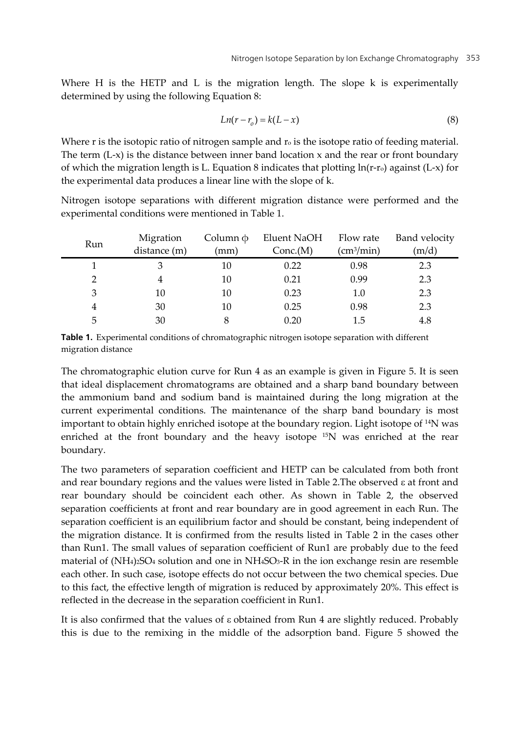Where H is the HETP and L is the migration length. The slope k is experimentally determined by using the following Equation 8:

$$Ln(r - r_o) = k(L - x) \tag{8}$$

Where r is the isotopic ratio of nitrogen sample and $r_o$ is the isotope ratio of feeding material. The term (L-x) is the distance between inner band location x and the rear or front boundary of which the migration length is L. Equation 8 indicates that plotting $\ln(r-r_o)$ against (L-x) for the experimental data produces a linear line with the slope of k.

Nitrogen isotope separations with different migration distance were performed and the experimental conditions were mentioned in Table 1.

| Run | Migration distance (m) | Column $\phi$ (mm) | Eluent NaOH Conc.(M) | Flow rate ($cm^3$/min) | Band velocity (m/d) |
|---|---|---|---|---|---|
| 1 | 3 | 10 | 0.22 | 0.98 | 2.3 |
| 2 | 4 | 10 | 0.21 | 0.99 | 2.3 |
| 3 | 10 | 10 | 0.23 | 1.0 | 2.3 |
| 4 | 30 | 10 | 0.25 | 0.98 | 2.3 |
| 5 | 30 | 8 | 0.20 | 1.5 | 4.8 |

**Table 1.** Experimental conditions of chromatographic nitrogen isotope separation with different migration distance

The chromatographic elution curve for Run 4 as an example is given in Figure 5. It is seen that ideal displacement chromatograms are obtained and a sharp band boundary between the ammonium band and sodium band is maintained during the long migration at the current experimental conditions. The maintenance of the sharp band boundary is most important to obtain highly enriched isotope at the boundary region. Light isotope of $^{14}N$ was enriched at the front boundary and the heavy isotope $^{15}N$ was enriched at the rear boundary.

The two parameters of separation coefficient and HETP can be calculated from both front and rear boundary regions and the values were listed in Table 2.The observed $\varepsilon$ at front and rear boundary should be coincident each other. As shown in Table 2, the observed separation coefficients at front and rear boundary are in good agreement in each Run. The separation coefficient is an equilibrium factor and should be constant, being independent of the migration distance. It is confirmed from the results listed in Table 2 in the cases other than Run1. The small values of separation coefficient of Run1 are probably due to the feed material of $(NH_4)_2SO_4$ solution and one in $NH_4SO_3$-R in the ion exchange resin are resemble each other. In such case, isotope effects do not occur between the two chemical species. Due to this fact, the effective length of migration is reduced by approximately 20%. This effect is reflected in the decrease in the separation coefficient in Run1.

It is also confirmed that the values of $\varepsilon$ obtained from Run 4 are slightly reduced. Probably this is due to the remixing in the middle of the adsorption band. Figure 5 showed the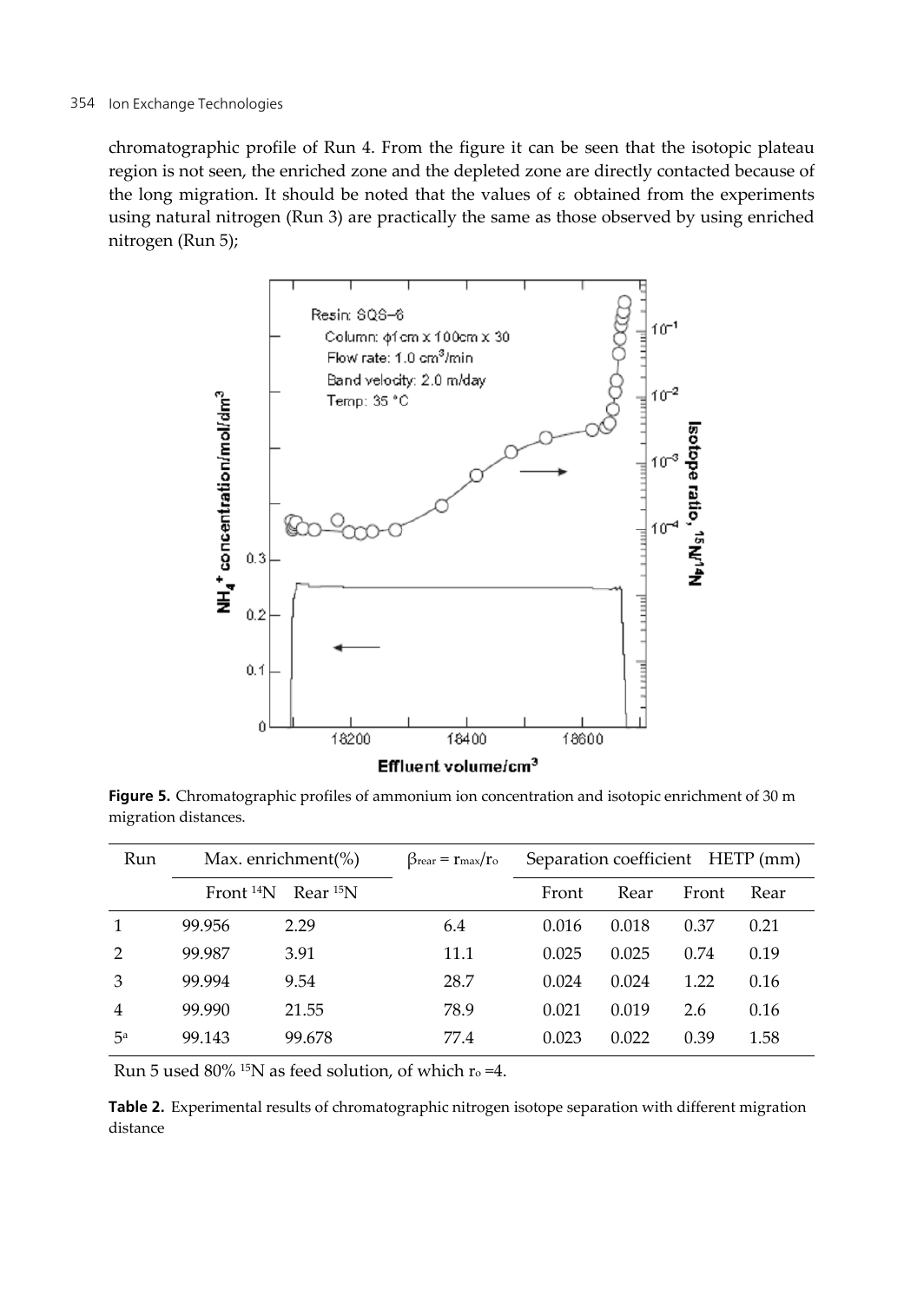chromatographic profile of Run 4. From the figure it can be seen that the isotopic plateau region is not seen, the enriched zone and the depleted zone are directly contacted because of the long migration. It should be noted that the values of ε obtained from the experiments using natural nitrogen (Run 3) are practically the same as those observed by using enriched nitrogen (Run 5);

**Figure 5.** Chromatographic profiles of ammonium ion concentration and isotopic enrichment of 30 m migration distances.

| Run | Max. enrichment(%) | | $\beta_{rear} = r_{max}/r_o$ | Separation coefficient | | HETP (mm) | |
|---|---|---|---|---|---|---|---|
| | Front $^{14}N$ | Rear $^{15}N$ | | Front | Rear | Front | Rear |
| 1 | 99.956 | 2.29 | 6.4 | 0.016 | 0.018 | 0.37 | 0.21 |
| 2 | 99.987 | 3.91 | 11.1 | 0.025 | 0.025 | 0.74 | 0.19 |
| 3 | 99.994 | 9.54 | 28.7 | 0.024 | 0.024 | 1.22 | 0.16 |
| 4 | 99.990 | 21.55 | 78.9 | 0.021 | 0.019 | 2.6 | 0.16 |
| 5[a] | 99.143 | 99.678 | 77.4 | 0.023 | 0.022 | 0.39 | 1.58 |

Run 5 used 80% $^{15}N$ as feed solution, of which $r_o$ =4.

**Table 2.** Experimental results of chromatographic nitrogen isotope separation with different migration distance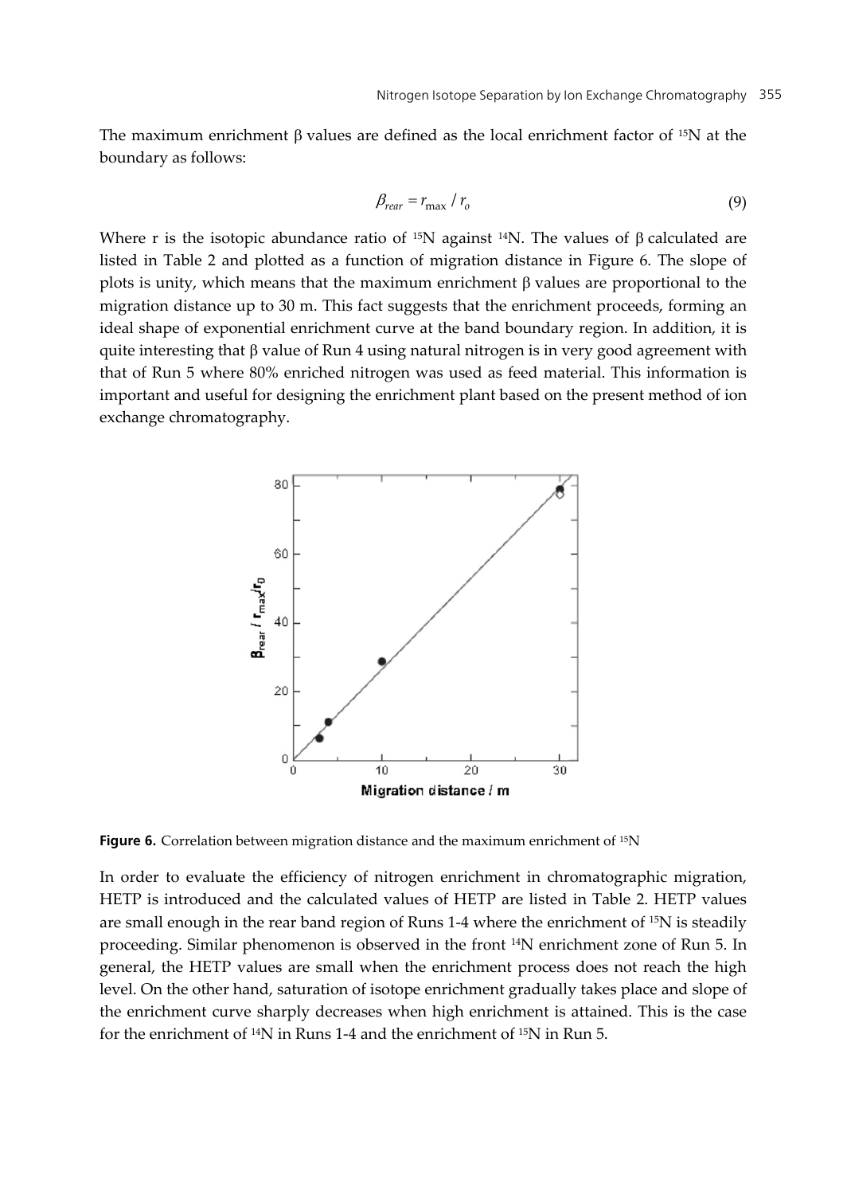The maximum enrichment β values are defined as the local enrichment factor of $^{15}N$ at the boundary as follows:

$$\beta_{rear} = r_{\max} / r_o \tag{9}$$

Where r is the isotopic abundance ratio of $^{15}N$ against $^{14}N$. The values of β calculated are listed in Table 2 and plotted as a function of migration distance in Figure 6. The slope of plots is unity, which means that the maximum enrichment β values are proportional to the migration distance up to 30 m. This fact suggests that the enrichment proceeds, forming an ideal shape of exponential enrichment curve at the band boundary region. In addition, it is quite interesting that β value of Run 4 using natural nitrogen is in very good agreement with that of Run 5 where 80% enriched nitrogen was used as feed material. This information is important and useful for designing the enrichment plant based on the present method of ion exchange chromatography.

**Figure 6.** Correlation between migration distance and the maximum enrichment of $^{15}N$

In order to evaluate the efficiency of nitrogen enrichment in chromatographic migration, HETP is introduced and the calculated values of HETP are listed in Table 2. HETP values are small enough in the rear band region of Runs 1-4 where the enrichment of $^{15}N$ is steadily proceeding. Similar phenomenon is observed in the front $^{14}N$ enrichment zone of Run 5. In general, the HETP values are small when the enrichment process does not reach the high level. On the other hand, saturation of isotope enrichment gradually takes place and slope of the enrichment curve sharply decreases when high enrichment is attained. This is the case for the enrichment of $^{14}N$ in Runs 1-4 and the enrichment of $^{15}N$ in Run 5.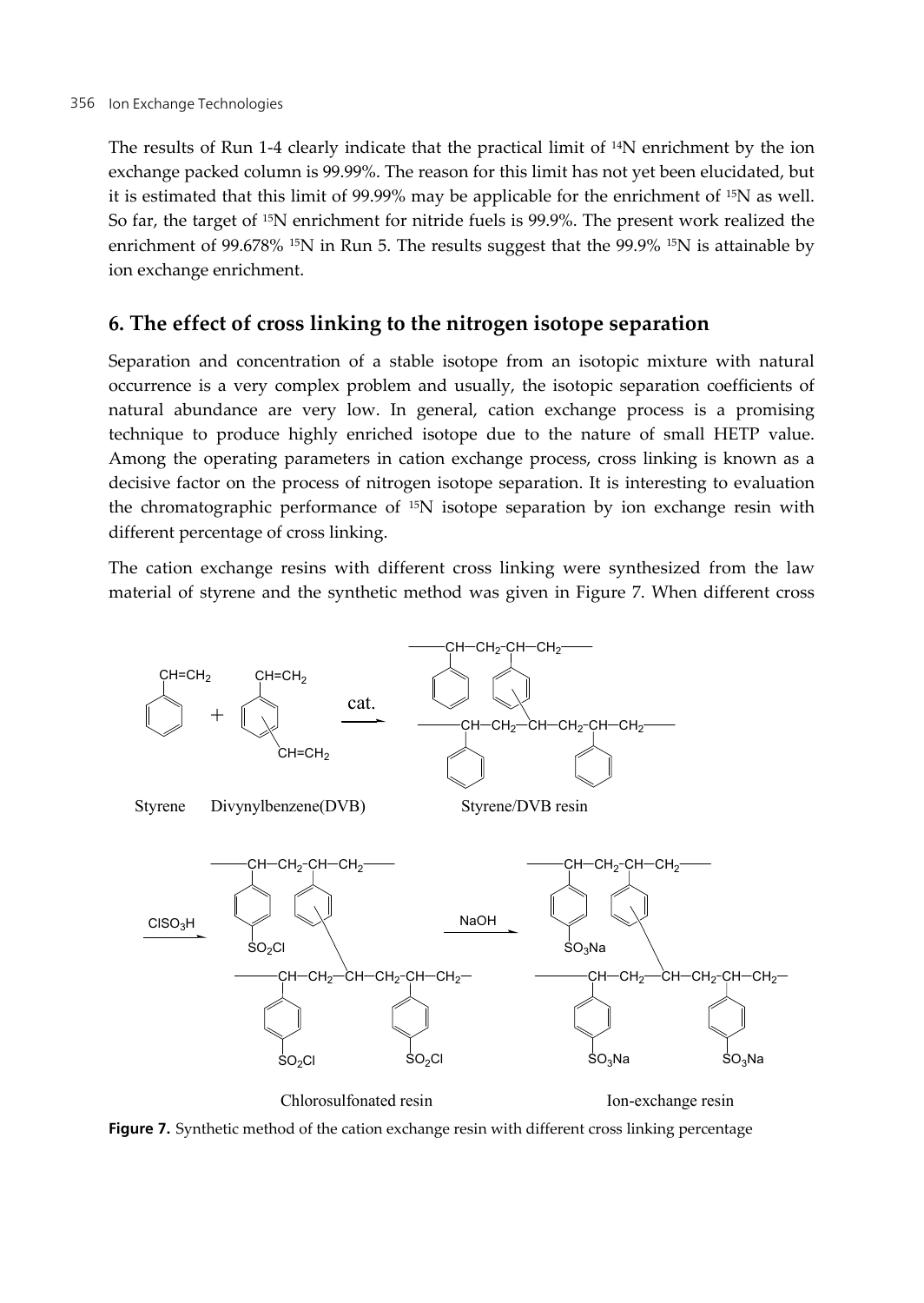The results of Run 1-4 clearly indicate that the practical limit of $^{14}N$ enrichment by the ion exchange packed column is 99.99%. The reason for this limit has not yet been elucidated, but it is estimated that this limit of 99.99% may be applicable for the enrichment of $^{15}N$ as well. So far, the target of $^{15}N$ enrichment for nitride fuels is 99.9%. The present work realized the enrichment of 99.678% $^{15}N$ in Run 5. The results suggest that the 99.9% $^{15}N$ is attainable by ion exchange enrichment.

## 6. The effect of cross linking to the nitrogen isotope separation

Separation and concentration of a stable isotope from an isotopic mixture with natural occurrence is a very complex problem and usually, the isotopic separation coefficients of natural abundance are very low. In general, cation exchange process is a promising technique to produce highly enriched isotope due to the nature of small HETP value. Among the operating parameters in cation exchange process, cross linking is known as a decisive factor on the process of nitrogen isotope separation. It is interesting to evaluation the chromatographic performance of $^{15}N$ isotope separation by ion exchange resin with different percentage of cross linking.

The cation exchange resins with different cross linking were synthesized from the law material of styrene and the synthetic method was given in Figure 7. When different cross

**Figure 7.** Synthetic method of the cation exchange resin with different cross linking percentage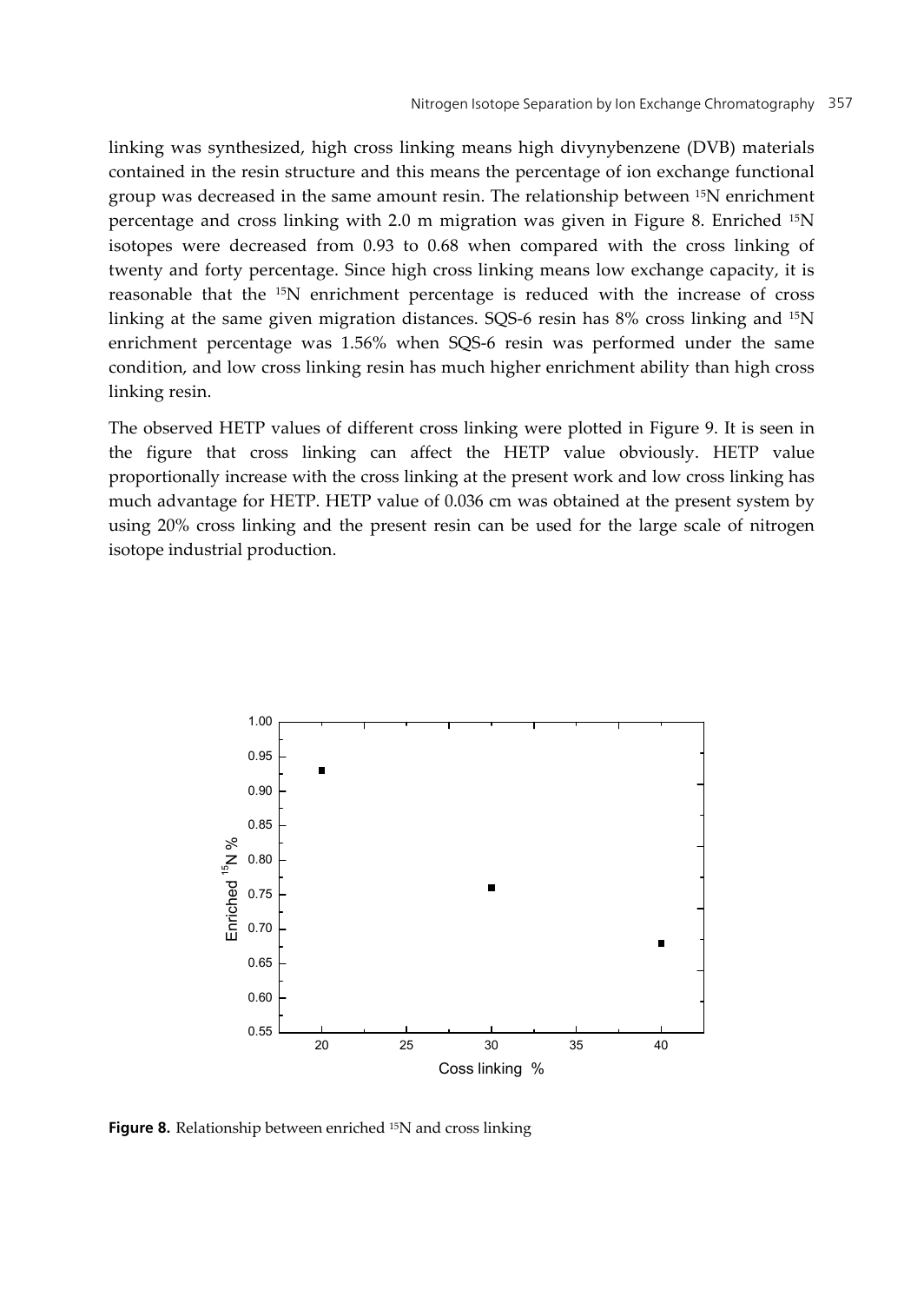linking was synthesized, high cross linking means high divynybenzene (DVB) materials contained in the resin structure and this means the percentage of ion exchange functional group was decreased in the same amount resin. The relationship between $^{15}N$ enrichment percentage and cross linking with 2.0 m migration was given in Figure 8. Enriched $^{15}N$ isotopes were decreased from 0.93 to 0.68 when compared with the cross linking of twenty and forty percentage. Since high cross linking means low exchange capacity, it is reasonable that the $^{15}N$ enrichment percentage is reduced with the increase of cross linking at the same given migration distances. SQS-6 resin has 8% cross linking and $^{15}N$ enrichment percentage was 1.56% when SQS-6 resin was performed under the same condition, and low cross linking resin has much higher enrichment ability than high cross linking resin.

The observed HETP values of different cross linking were plotted in Figure 9. It is seen in the figure that cross linking can affect the HETP value obviously. HETP value proportionally increase with the cross linking at the present work and low cross linking has much advantage for HETP. HETP value of 0.036 cm was obtained at the present system by using 20% cross linking and the present resin can be used for the large scale of nitrogen isotope industrial production.

**Figure 8.** Relationship between enriched $^{15}N$ and cross linking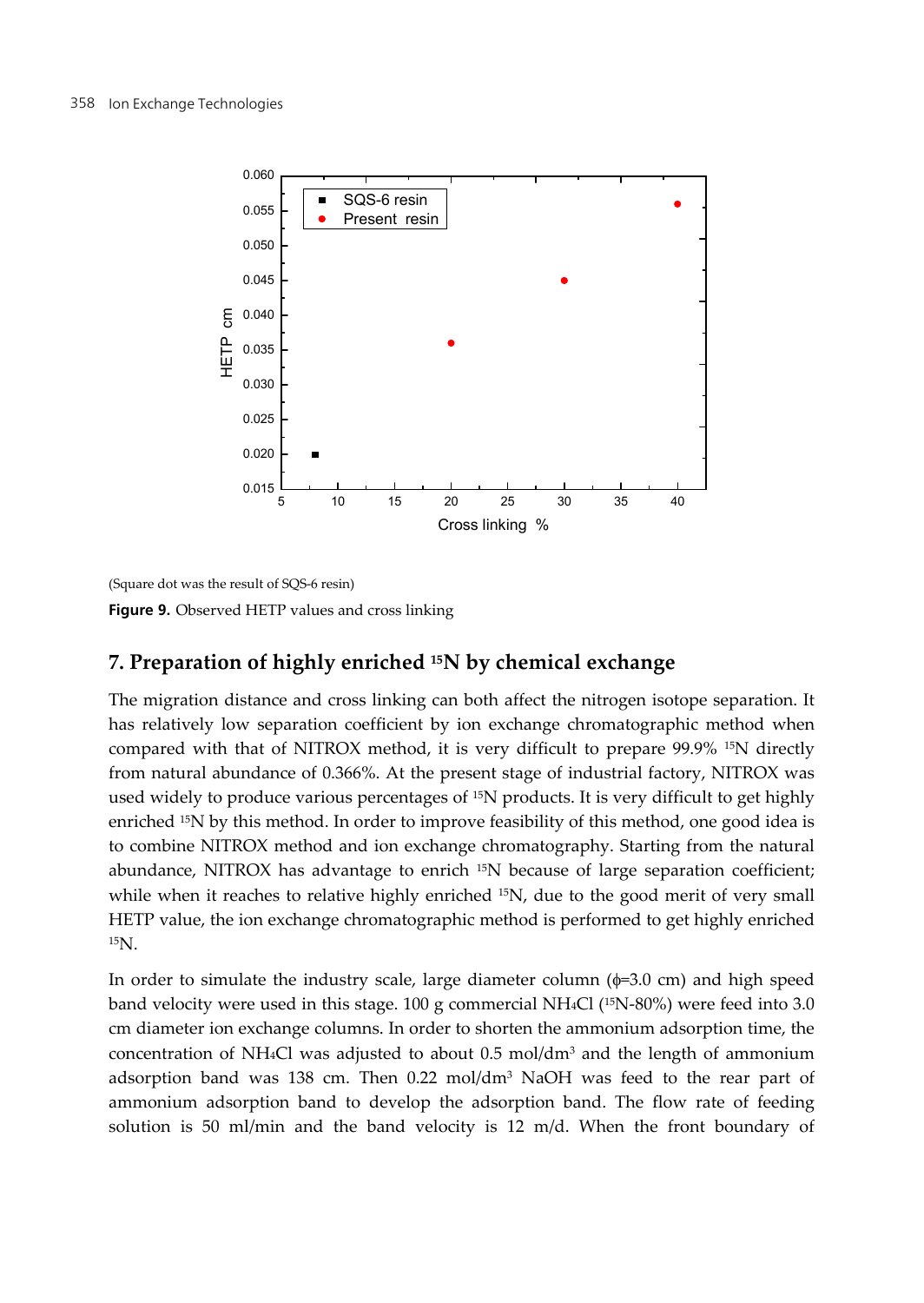(Square dot was the result of SQS-6 resin)

**Figure 9.** Observed HETP values and cross linking

## 7. Preparation of highly enriched $^{15}N$ by chemical exchange

The migration distance and cross linking can both affect the nitrogen isotope separation. It has relatively low separation coefficient by ion exchange chromatographic method when compared with that of NITROX method, it is very difficult to prepare 99.9% $^{15}N$ directly from natural abundance of 0.366%. At the present stage of industrial factory, NITROX was used widely to produce various percentages of $^{15}N$ products. It is very difficult to get highly enriched $^{15}N$ by this method. In order to improve feasibility of this method, one good idea is to combine NITROX method and ion exchange chromatography. Starting from the natural abundance, NITROX has advantage to enrich $^{15}N$ because of large separation coefficient; while when it reaches to relative highly enriched $^{15}N$, due to the good merit of very small HETP value, the ion exchange chromatographic method is performed to get highly enriched $^{15}N$.

In order to simulate the industry scale, large diameter column ($\phi$=3.0 cm) and high speed band velocity were used in this stage. 100 g commercial $NH_4Cl$ ($^{15}N$-80%) were feed into 3.0 cm diameter ion exchange columns. In order to shorten the ammonium adsorption time, the concentration of $NH_4Cl$ was adjusted to about 0.5 mol/dm$^3$ and the length of ammonium adsorption band was 138 cm. Then 0.22 mol/dm$^3$ NaOH was feed to the rear part of ammonium adsorption band to develop the adsorption band. The flow rate of feeding solution is 50 ml/min and the band velocity is 12 m/d. When the front boundary of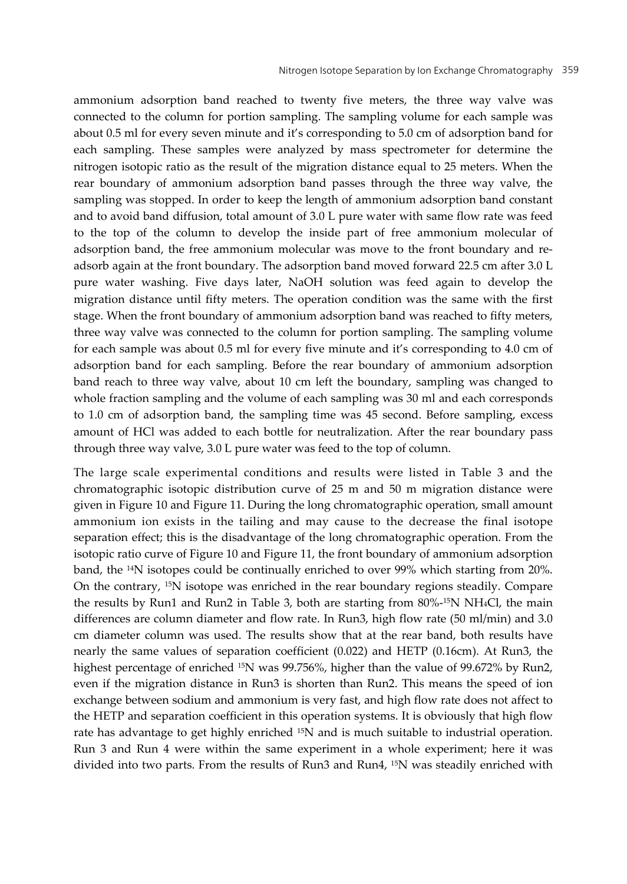ammonium adsorption band reached to twenty five meters, the three way valve was connected to the column for portion sampling. The sampling volume for each sample was about 0.5 ml for every seven minute and it's corresponding to 5.0 cm of adsorption band for each sampling. These samples were analyzed by mass spectrometer for determine the nitrogen isotopic ratio as the result of the migration distance equal to 25 meters. When the rear boundary of ammonium adsorption band passes through the three way valve, the sampling was stopped. In order to keep the length of ammonium adsorption band constant and to avoid band diffusion, total amount of 3.0 L pure water with same flow rate was feed to the top of the column to develop the inside part of free ammonium molecular of adsorption band, the free ammonium molecular was move to the front boundary and re-adsorb again at the front boundary. The adsorption band moved forward 22.5 cm after 3.0 L pure water washing. Five days later, NaOH solution was feed again to develop the migration distance until fifty meters. The operation condition was the same with the first stage. When the front boundary of ammonium adsorption band was reached to fifty meters, three way valve was connected to the column for portion sampling. The sampling volume for each sample was about 0.5 ml for every five minute and it's corresponding to 4.0 cm of adsorption band for each sampling. Before the rear boundary of ammonium adsorption band reach to three way valve, about 10 cm left the boundary, sampling was changed to whole fraction sampling and the volume of each sampling was 30 ml and each corresponds to 1.0 cm of adsorption band, the sampling time was 45 second. Before sampling, excess amount of HCl was added to each bottle for neutralization. After the rear boundary pass through three way valve, 3.0 L pure water was feed to the top of column.

The large scale experimental conditions and results were listed in Table 3 and the chromatographic isotopic distribution curve of 25 m and 50 m migration distance were given in Figure 10 and Figure 11. During the long chromatographic operation, small amount ammonium ion exists in the tailing and may cause to the decrease the final isotope separation effect; this is the disadvantage of the long chromatographic operation. From the isotopic ratio curve of Figure 10 and Figure 11, the front boundary of ammonium adsorption band, the $^{14}N$ isotopes could be continually enriched to over 99% which starting from 20%. On the contrary, $^{15}N$ isotope was enriched in the rear boundary regions steadily. Compare the results by Run1 and Run2 in Table 3, both are starting from 80%-$^{15}N$ $NH_4Cl$, the main differences are column diameter and flow rate. In Run3, high flow rate (50 ml/min) and 3.0 cm diameter column was used. The results show that at the rear band, both results have nearly the same values of separation coefficient (0.022) and HETP (0.16cm). At Run3, the highest percentage of enriched $^{15}N$ was 99.756%, higher than the value of 99.672% by Run2, even if the migration distance in Run3 is shorten than Run2. This means the speed of ion exchange between sodium and ammonium is very fast, and high flow rate does not affect to the HETP and separation coefficient in this operation systems. It is obviously that high flow rate has advantage to get highly enriched $^{15}N$ and is much suitable to industrial operation. Run 3 and Run 4 were within the same experiment in a whole experiment; here it was divided into two parts. From the results of Run3 and Run4, $^{15}N$ was steadily enriched with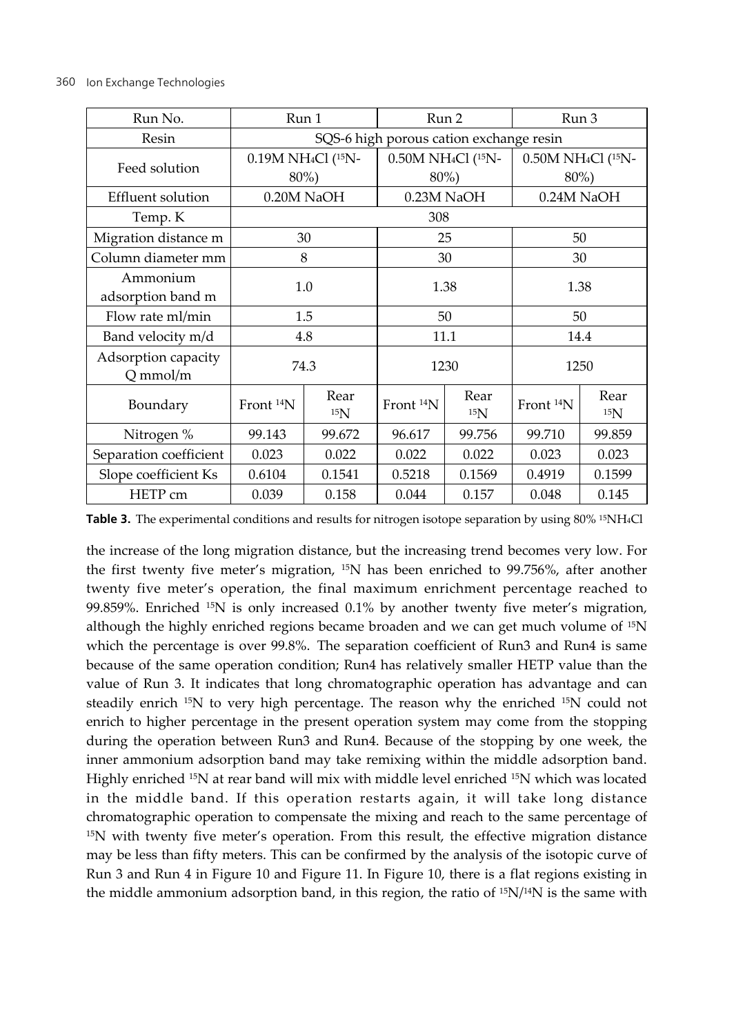| Run No. | Run 1 | | Run 2 | | Run 3 | |
|---|---|---|---|---|---|---|
| Resin | SQS-6 high porous cation exchange resin | | | | | |
| Feed solution | 0.19M $NH_4Cl$ ($^{15}N$-80%) | | 0.50M $NH_4Cl$ ($^{15}N$-80%) | | 0.50M $NH_4Cl$ ($^{15}N$-80%) | |
| Effluent solution | 0.20M NaOH | | 0.23M NaOH | | 0.24M NaOH | |
| Temp. K | 308 | | | | | |
| Migration distance m | 30 | | 25 | | 50 | |
| Column diameter mm | 8 | | 30 | | 30 | |
| Ammonium adsorption band m | 1.0 | | 1.38 | | 1.38 | |
| Flow rate ml/min | 1.5 | | 50 | | 50 | |
| Band velocity m/d | 4.8 | | 11.1 | | 14.4 | |
| Adsorption capacity Q mmol/m | 74.3 | | 1230 | | 1250 | |
| Boundary | Front $^{14}N$ | Rear $^{15}N$ | Front $^{14}N$ | Rear $^{15}N$ | Front $^{14}N$ | Rear $^{15}N$ |
| Nitrogen % | 99.143 | 99.672 | 96.617 | 99.756 | 99.710 | 99.859 |
| Separation coefficient | 0.023 | 0.022 | 0.022 | 0.022 | 0.023 | 0.023 |
| Slope coefficient Ks | 0.6104 | 0.1541 | 0.5218 | 0.1569 | 0.4919 | 0.1599 |
| HETP cm | 0.039 | 0.158 | 0.044 | 0.157 | 0.048 | 0.145 |

**Table 3.** The experimental conditions and results for nitrogen isotope separation by using 80% $^{15}NH_4Cl$

the increase of the long migration distance, but the increasing trend becomes very low. For the first twenty five meter's migration, $^{15}N$ has been enriched to 99.756%, after another twenty five meter's operation, the final maximum enrichment percentage reached to 99.859%. Enriched $^{15}N$ is only increased 0.1% by another twenty five meter's migration, although the highly enriched regions became broaden and we can get much volume of $^{15}N$ which the percentage is over 99.8%. The separation coefficient of Run3 and Run4 is same because of the same operation condition; Run4 has relatively smaller HETP value than the value of Run 3. It indicates that long chromatographic operation has advantage and can steadily enrich $^{15}N$ to very high percentage. The reason why the enriched $^{15}N$ could not enrich to higher percentage in the present operation system may come from the stopping during the operation between Run3 and Run4. Because of the stopping by one week, the inner ammonium adsorption band may take remixing within the middle adsorption band. Highly enriched $^{15}N$ at rear band will mix with middle level enriched $^{15}N$ which was located in the middle band. If this operation restarts again, it will take long distance chromatographic operation to compensate the mixing and reach to the same percentage of $^{15}N$ with twenty five meter's operation. From this result, the effective migration distance may be less than fifty meters. This can be confirmed by the analysis of the isotopic curve of Run 3 and Run 4 in Figure 10 and Figure 11. In Figure 10, there is a flat regions existing in the middle ammonium adsorption band, in this region, the ratio of $^{15}N/^{14}N$ is the same with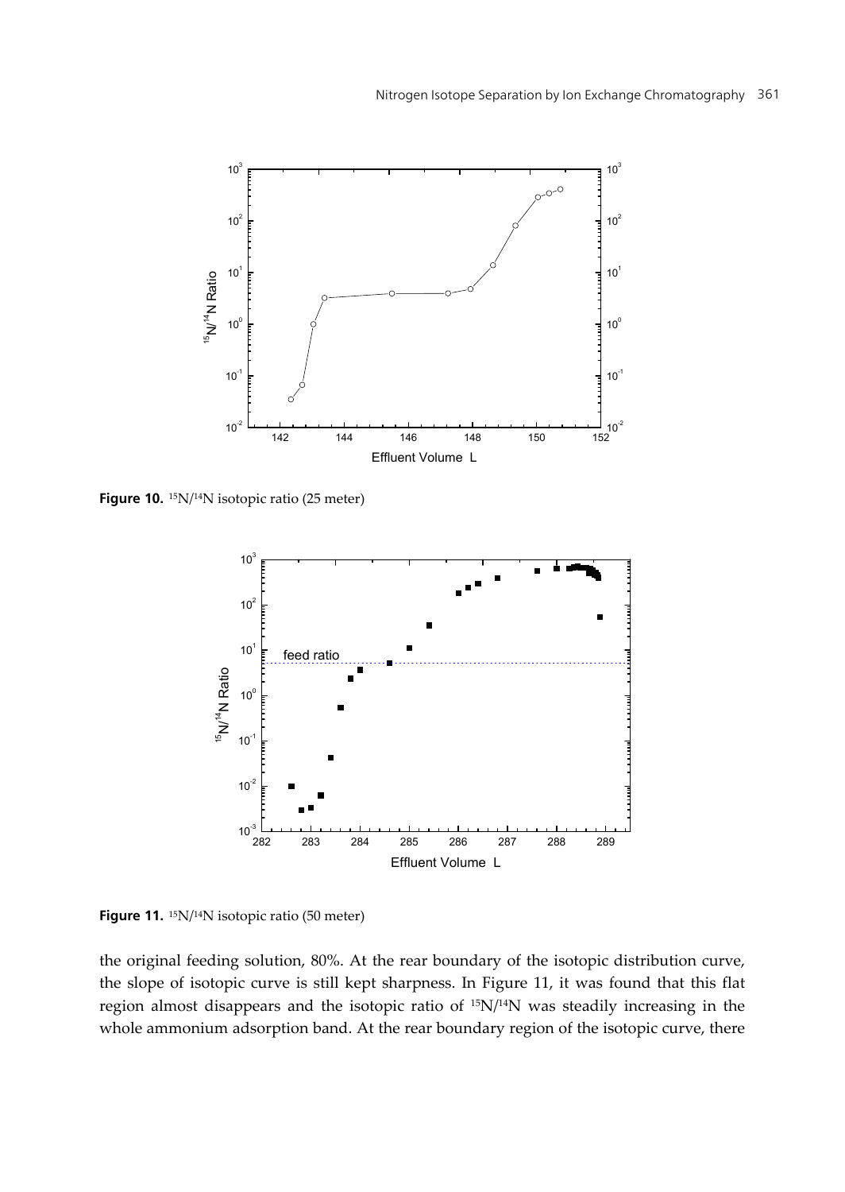**Figure 10.** $^{15}N/^{14}N$ isotopic ratio (25 meter)

**Figure 11.** $^{15}N/^{14}N$ isotopic ratio (50 meter)

the original feeding solution, 80%. At the rear boundary of the isotopic distribution curve, the slope of isotopic curve is still kept sharpness. In Figure 11, it was found that this flat region almost disappears and the isotopic ratio of $^{15}N/^{14}N$ was steadily increasing in the whole ammonium adsorption band. At the rear boundary region of the isotopic curve, there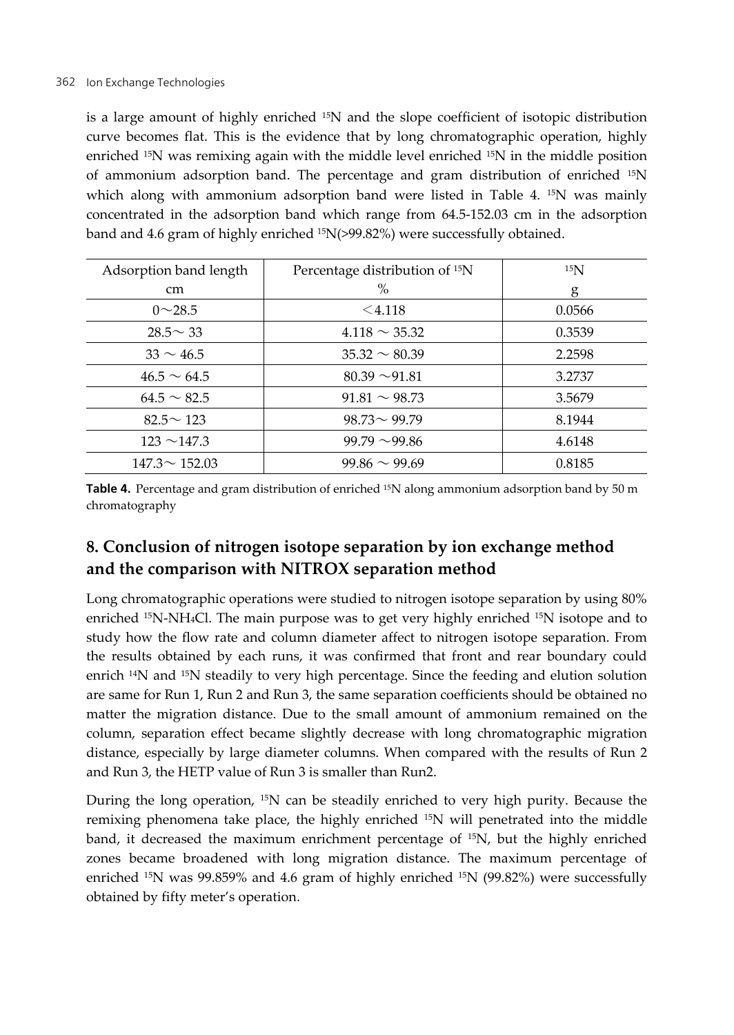is a large amount of highly enriched $^{15}N$ and the slope coefficient of isotopic distribution curve becomes flat. This is the evidence that by long chromatographic operation, highly enriched $^{15}N$ was remixing again with the middle level enriched $^{15}N$ in the middle position of ammonium adsorption band. The percentage and gram distribution of enriched $^{15}N$ which along with ammonium adsorption band were listed in Table 4. $^{15}N$ was mainly concentrated in the adsorption band which range from 64.5-152.03 cm in the adsorption band and 4.6 gram of highly enriched $^{15}N$(>99.82%) were successfully obtained.

| Adsorption band length<br>cm | Percentage distribution of $^{15}N$<br>% | $^{15}N$<br>g |
|---|---|---|
| 0～28.5 | ＜4.118 | 0.0566 |
| 28.5～ 33 | 4.118 ～ 35.32 | 0.3539 |
| 33 ～ 46.5 | 35.32 ～ 80.39 | 2.2598 |
| 46.5 ～ 64.5 | 80.39 ～91.81 | 3.2737 |
| 64.5 ～ 82.5 | 91.81 ～ 98.73 | 3.5679 |
| 82.5～ 123 | 98.73～ 99.79 | 8.1944 |
| 123 ～147.3 | 99.79 ～99.86 | 4.6148 |
| 147.3～ 152.03 | 99.86 ～ 99.69 | 0.8185 |

**Table 4.** Percentage and gram distribution of enriched $^{15}N$ along ammonium adsorption band by 50 m chromatography

## 8. Conclusion of nitrogen isotope separation by ion exchange method and the comparison with NITROX separation method

Long chromatographic operations were studied to nitrogen isotope separation by using 80% enriched $^{15}N$-$NH_4Cl$. The main purpose was to get very highly enriched $^{15}N$ isotope and to study how the flow rate and column diameter affect to nitrogen isotope separation. From the results obtained by each runs, it was confirmed that front and rear boundary could enrich $^{14}N$ and $^{15}N$ steadily to very high percentage. Since the feeding and elution solution are same for Run 1, Run 2 and Run 3, the same separation coefficients should be obtained no matter the migration distance. Due to the small amount of ammonium remained on the column, separation effect became slightly decrease with long chromatographic migration distance, especially by large diameter columns. When compared with the results of Run 2 and Run 3, the HETP value of Run 3 is smaller than Run2.

During the long operation, $^{15}N$ can be steadily enriched to very high purity. Because the remixing phenomena take place, the highly enriched $^{15}N$ will penetrated into the middle band, it decreased the maximum enrichment percentage of $^{15}N$, but the highly enriched zones became broadened with long migration distance. The maximum percentage of enriched $^{15}N$ was 99.859% and 4.6 gram of highly enriched $^{15}N$ (99.82%) were successfully obtained by fifty meter's operation.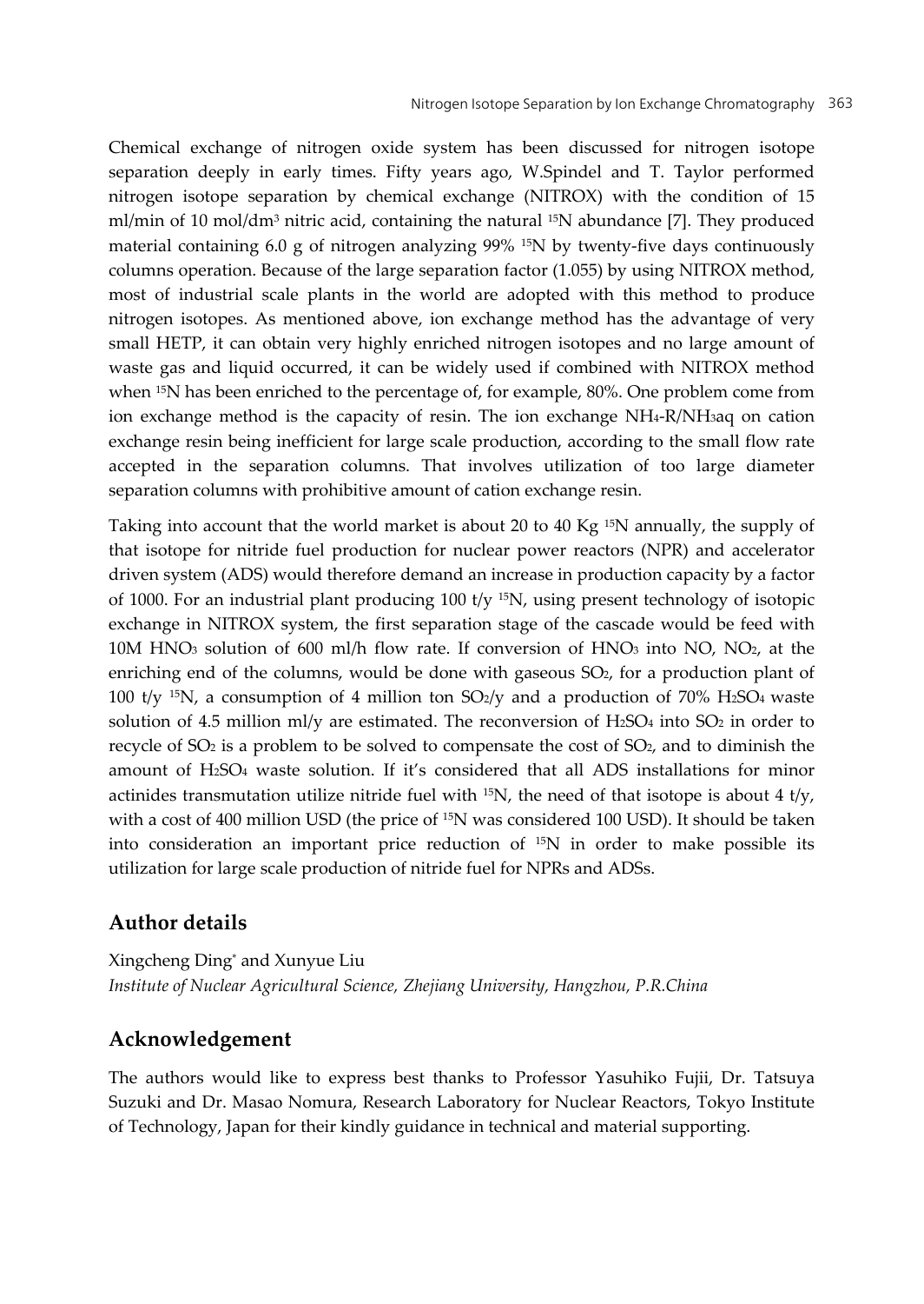Chemical exchange of nitrogen oxide system has been discussed for nitrogen isotope separation deeply in early times. Fifty years ago, W.Spindel and T. Taylor performed nitrogen isotope separation by chemical exchange (NITROX) with the condition of 15 ml/min of 10 mol/dm$^3$ nitric acid, containing the natural $^{15}N$ abundance [7]. They produced material containing 6.0 g of nitrogen analyzing 99% $^{15}N$ by twenty-five days continuously columns operation. Because of the large separation factor (1.055) by using NITROX method, most of industrial scale plants in the world are adopted with this method to produce nitrogen isotopes. As mentioned above, ion exchange method has the advantage of very small HETP, it can obtain very highly enriched nitrogen isotopes and no large amount of waste gas and liquid occurred, it can be widely used if combined with NITROX method when $^{15}N$ has been enriched to the percentage of, for example, 80%. One problem come from ion exchange method is the capacity of resin. The ion exchange $NH_4$-R/$NH_3$aq on cation exchange resin being inefficient for large scale production, according to the small flow rate accepted in the separation columns. That involves utilization of too large diameter separation columns with prohibitive amount of cation exchange resin.

Taking into account that the world market is about 20 to 40 Kg $^{15}N$ annually, the supply of that isotope for nitride fuel production for nuclear power reactors (NPR) and accelerator driven system (ADS) would therefore demand an increase in production capacity by a factor of 1000. For an industrial plant producing 100 t/y $^{15}N$, using present technology of isotopic exchange in NITROX system, the first separation stage of the cascade would be feed with 10M $HNO_3$ solution of 600 ml/h flow rate. If conversion of $HNO_3$ into NO, $NO_2$, at the enriching end of the columns, would be done with gaseous $SO_2$, for a production plant of 100 t/y $^{15}N$, a consumption of 4 million ton $SO_2$/y and a production of 70% $H_2SO_4$ waste solution of 4.5 million ml/y are estimated. The reconversion of $H_2SO_4$ into $SO_2$ in order to recycle of $SO_2$ is a problem to be solved to compensate the cost of $SO_2$, and to diminish the amount of $H_2SO_4$ waste solution. If it's considered that all ADS installations for minor actinides transmutation utilize nitride fuel with $^{15}N$, the need of that isotope is about 4 t/y, with a cost of 400 million USD (the price of $^{15}N$ was considered 100 USD). It should be taken into consideration an important price reduction of $^{15}N$ in order to make possible its utilization for large scale production of nitride fuel for NPRs and ADSs.

## Author details

Xingcheng Ding* and Xunyue Liu
*Institute of Nuclear Agricultural Science, Zhejiang University, Hangzhou, P.R.China*

## Acknowledgement

The authors would like to express best thanks to Professor Yasuhiko Fujii, Dr. Tatsuya Suzuki and Dr. Masao Nomura, Research Laboratory for Nuclear Reactors, Tokyo Institute of Technology, Japan for their kindly guidance in technical and material supporting.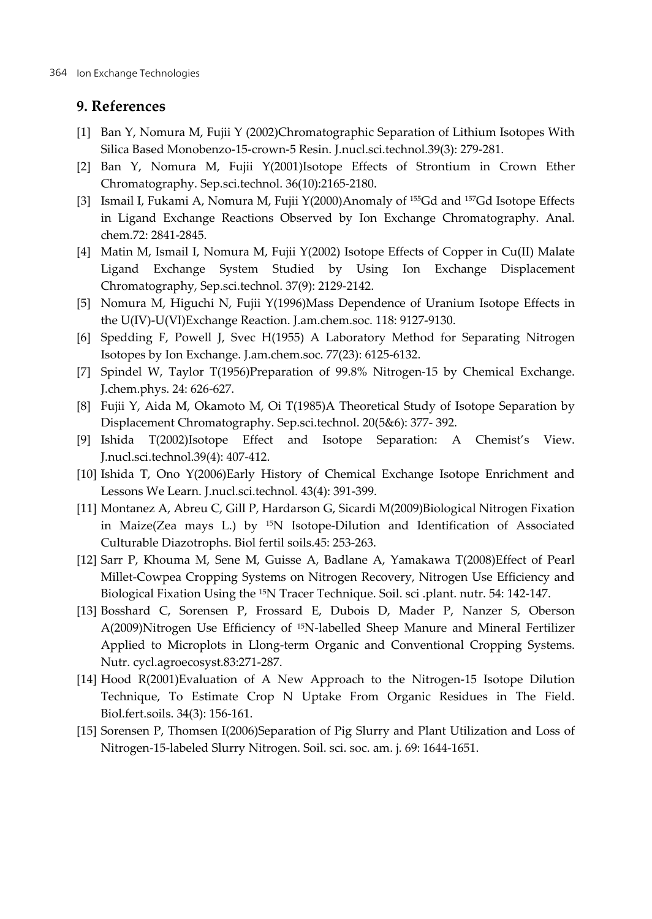## 9. References

[1] Ban Y, Nomura M, Fujii Y (2002)Chromatographic Separation of Lithium Isotopes With Silica Based Monobenzo-15-crown-5 Resin. J.nucl.sci.technol.39(3): 279-281.

[2] Ban Y, Nomura M, Fujii Y(2001)Isotope Effects of Strontium in Crown Ether Chromatography. Sep.sci.technol. 36(10):2165-2180.

[3] Ismail I, Fukami A, Nomura M, Fujii Y(2000)Anomaly of $^{155}$Gd and $^{157}$Gd Isotope Effects in Ligand Exchange Reactions Observed by Ion Exchange Chromatography. Anal. chem.72: 2841-2845.

[4] Matin M, Ismail I, Nomura M, Fujii Y(2002) Isotope Effects of Copper in Cu(II) Malate Ligand Exchange System Studied by Using Ion Exchange Displacement Chromatography, Sep.sci.technol. 37(9): 2129-2142.

[5] Nomura M, Higuchi N, Fujii Y(1996)Mass Dependence of Uranium Isotope Effects in the U(IV)-U(VI)Exchange Reaction. J.am.chem.soc. 118: 9127-9130.

[6] Spedding F, Powell J, Svec H(1955) A Laboratory Method for Separating Nitrogen Isotopes by Ion Exchange. J.am.chem.soc. 77(23): 6125-6132.

[7] Spindel W, Taylor T(1956)Preparation of 99.8% Nitrogen-15 by Chemical Exchange. J.chem.phys. 24: 626-627.

[8] Fujii Y, Aida M, Okamoto M, Oi T(1985)A Theoretical Study of Isotope Separation by Displacement Chromatography. Sep.sci.technol. 20(5&6): 377- 392.

[9] Ishida T(2002)Isotope Effect and Isotope Separation: A Chemist's View. J.nucl.sci.technol.39(4): 407-412.

[10] Ishida T, Ono Y(2006)Early History of Chemical Exchange Isotope Enrichment and Lessons We Learn. J.nucl.sci.technol. 43(4): 391-399.

[11] Montanez A, Abreu C, Gill P, Hardarson G, Sicardi M(2009)Biological Nitrogen Fixation in Maize(Zea mays L.) by $^{15}$N Isotope-Dilution and Identification of Associated Culturable Diazotrophs. Biol fertil soils.45: 253-263.

[12] Sarr P, Khouma M, Sene M, Guisse A, Badlane A, Yamakawa T(2008)Effect of Pearl Millet-Cowpea Cropping Systems on Nitrogen Recovery, Nitrogen Use Efficiency and Biological Fixation Using the $^{15}$N Tracer Technique. Soil. sci .plant. nutr. 54: 142-147.

[13] Bosshard C, Sorensen P, Frossard E, Dubois D, Mader P, Nanzer S, Oberson A(2009)Nitrogen Use Efficiency of $^{15}$N-labelled Sheep Manure and Mineral Fertilizer Applied to Microplots in Llong-term Organic and Conventional Cropping Systems. Nutr. cycl.agroecosyst.83:271-287.

[14] Hood R(2001)Evaluation of A New Approach to the Nitrogen-15 Isotope Dilution Technique, To Estimate Crop N Uptake From Organic Residues in The Field. Biol.fert.soils. 34(3): 156-161.

[15] Sorensen P, Thomsen I(2006)Separation of Pig Slurry and Plant Utilization and Loss of Nitrogen-15-labeled Slurry Nitrogen. Soil. sci. soc. am. j. 69: 1644-1651.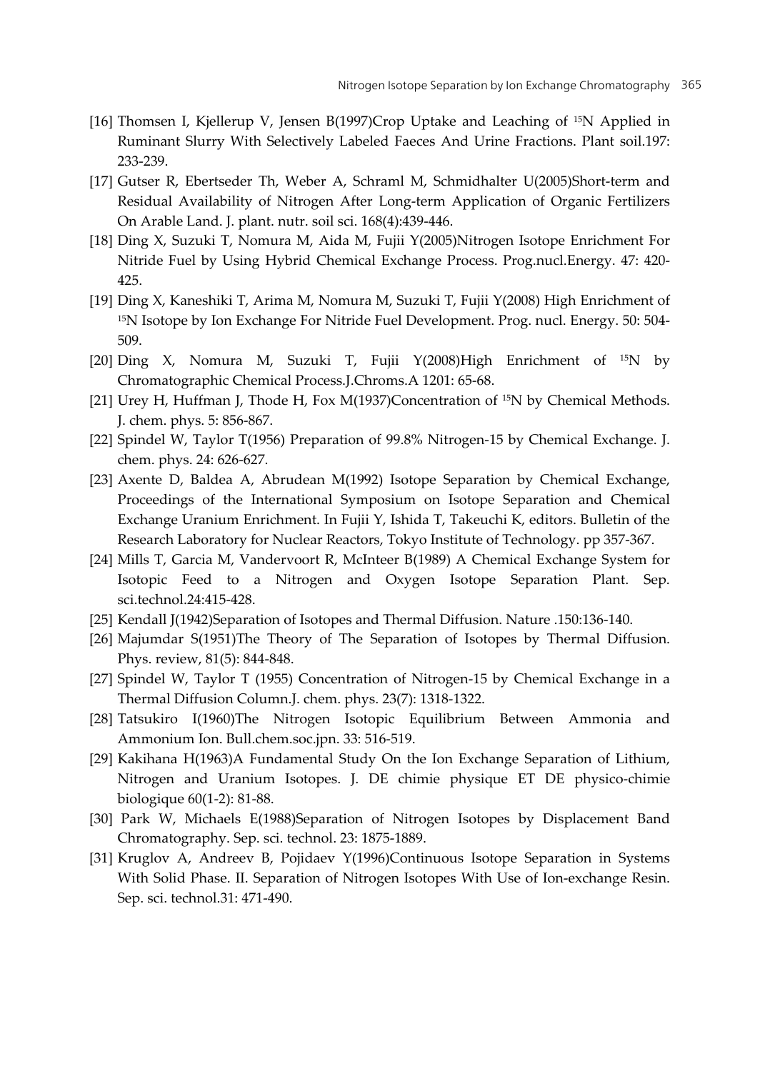[16] Thomsen I, Kjellerup V, Jensen B(1997)Crop Uptake and Leaching of $^{15}N$ Applied in Ruminant Slurry With Selectively Labeled Faeces And Urine Fractions. Plant soil.197: 233-239.

[17] Gutser R, Ebertseder Th, Weber A, Schraml M, Schmidhalter U(2005)Short-term and Residual Availability of Nitrogen After Long-term Application of Organic Fertilizers On Arable Land. J. plant. nutr. soil sci. 168(4):439-446.

[18] Ding X, Suzuki T, Nomura M, Aida M, Fujii Y(2005)Nitrogen Isotope Enrichment For Nitride Fuel by Using Hybrid Chemical Exchange Process. Prog.nucl.Energy. 47: 420-425.

[19] Ding X, Kaneshiki T, Arima M, Nomura M, Suzuki T, Fujii Y(2008) High Enrichment of $^{15}N$ Isotope by Ion Exchange For Nitride Fuel Development. Prog. nucl. Energy. 50: 504-509.

[20] Ding X, Nomura M, Suzuki T, Fujii Y(2008)High Enrichment of $^{15}N$ by Chromatographic Chemical Process.J.Chroms.A 1201: 65-68.

[21] Urey H, Huffman J, Thode H, Fox M(1937)Concentration of $^{15}N$ by Chemical Methods. J. chem. phys. 5: 856-867.

[22] Spindel W, Taylor T(1956) Preparation of 99.8% Nitrogen-15 by Chemical Exchange. J. chem. phys. 24: 626-627.

[23] Axente D, Baldea A, Abrudean M(1992) Isotope Separation by Chemical Exchange, Proceedings of the International Symposium on Isotope Separation and Chemical Exchange Uranium Enrichment. In Fujii Y, Ishida T, Takeuchi K, editors. Bulletin of the Research Laboratory for Nuclear Reactors, Tokyo Institute of Technology. pp 357-367.

[24] Mills T, Garcia M, Vandervoort R, McInteer B(1989) A Chemical Exchange System for Isotopic Feed to a Nitrogen and Oxygen Isotope Separation Plant. Sep. sci.technol.24:415-428.

[25] Kendall J(1942)Separation of Isotopes and Thermal Diffusion. Nature .150:136-140.

[26] Majumdar S(1951)The Theory of The Separation of Isotopes by Thermal Diffusion. Phys. review, 81(5): 844-848.

[27] Spindel W, Taylor T (1955) Concentration of Nitrogen-15 by Chemical Exchange in a Thermal Diffusion Column.J. chem. phys. 23(7): 1318-1322.

[28] Tatsukiro I(1960)The Nitrogen Isotopic Equilibrium Between Ammonia and Ammonium Ion. Bull.chem.soc.jpn. 33: 516-519.

[29] Kakihana H(1963)A Fundamental Study On the Ion Exchange Separation of Lithium, Nitrogen and Uranium Isotopes. J. DE chimie physique ET DE physico-chimie biologique 60(1-2): 81-88.

[30] Park W, Michaels E(1988)Separation of Nitrogen Isotopes by Displacement Band Chromatography. Sep. sci. technol. 23: 1875-1889.

[31] Kruglov A, Andreev B, Pojidaev Y(1996)Continuous Isotope Separation in Systems With Solid Phase. II. Separation of Nitrogen Isotopes With Use of Ion-exchange Resin. Sep. sci. technol.31: 471-490.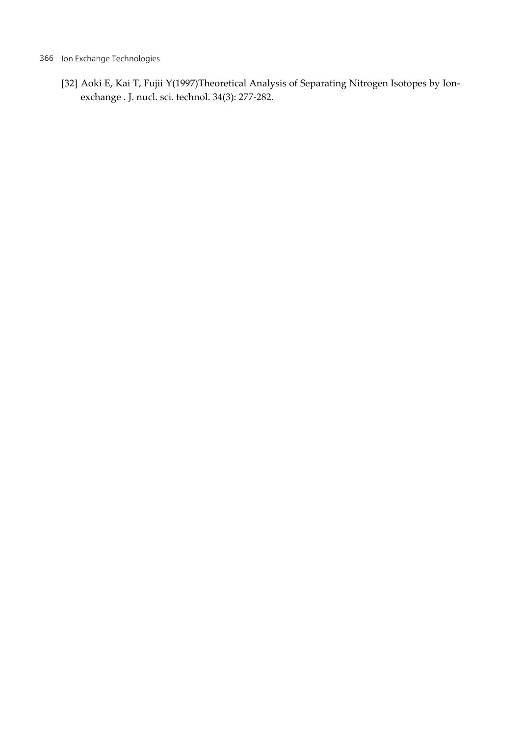[32] Aoki E, Kai T, Fujii Y(1997)Theoretical Analysis of Separating Nitrogen Isotopes by Ion-exchange . J. nucl. sci. technol. 34(3): 277-282.